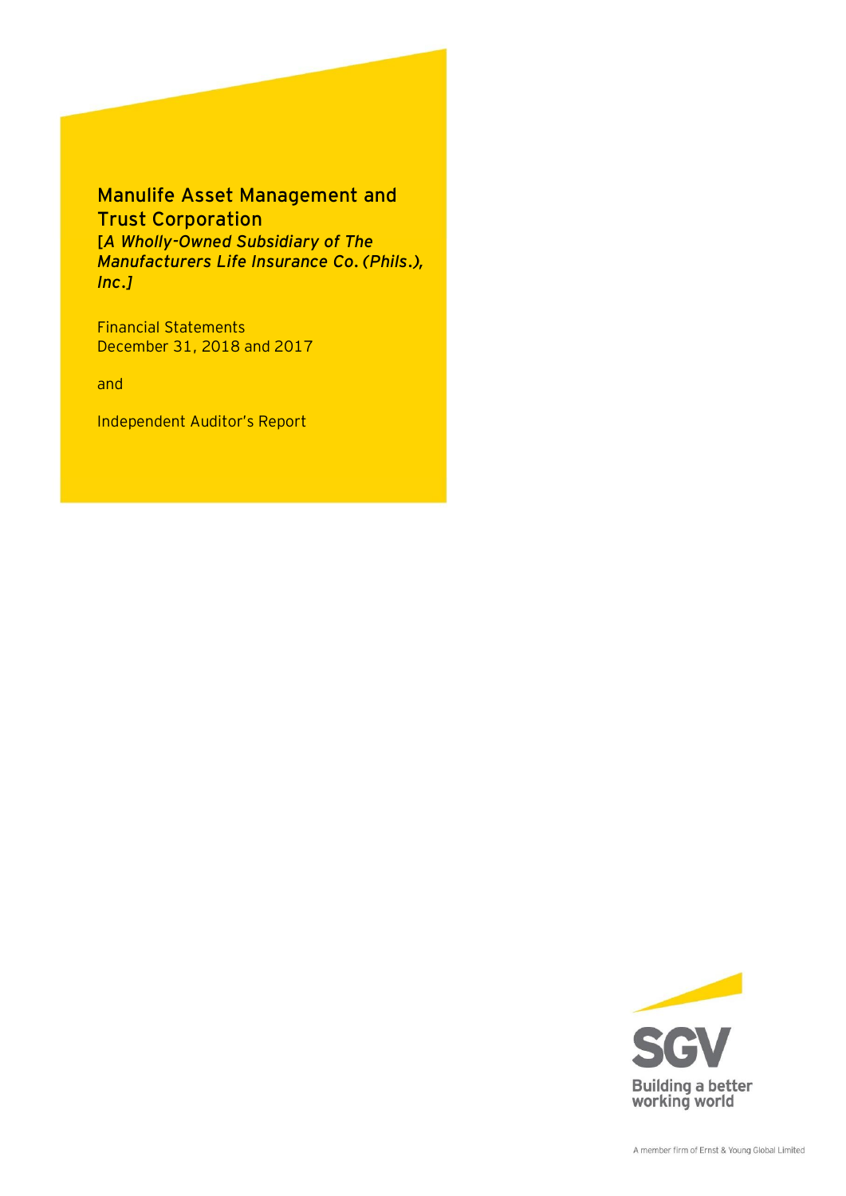# Manulife Asset Management and Trust Corporation

***[A Wholly-Owned Subsidiary of The Manufacturers Life Insurance Co. (Phils.), Inc.]***

Financial Statements
December 31, 2018 and 2017

and

Independent Auditor's Report

SGV
Building a better working world

A member firm of Ernst & Young Global Limited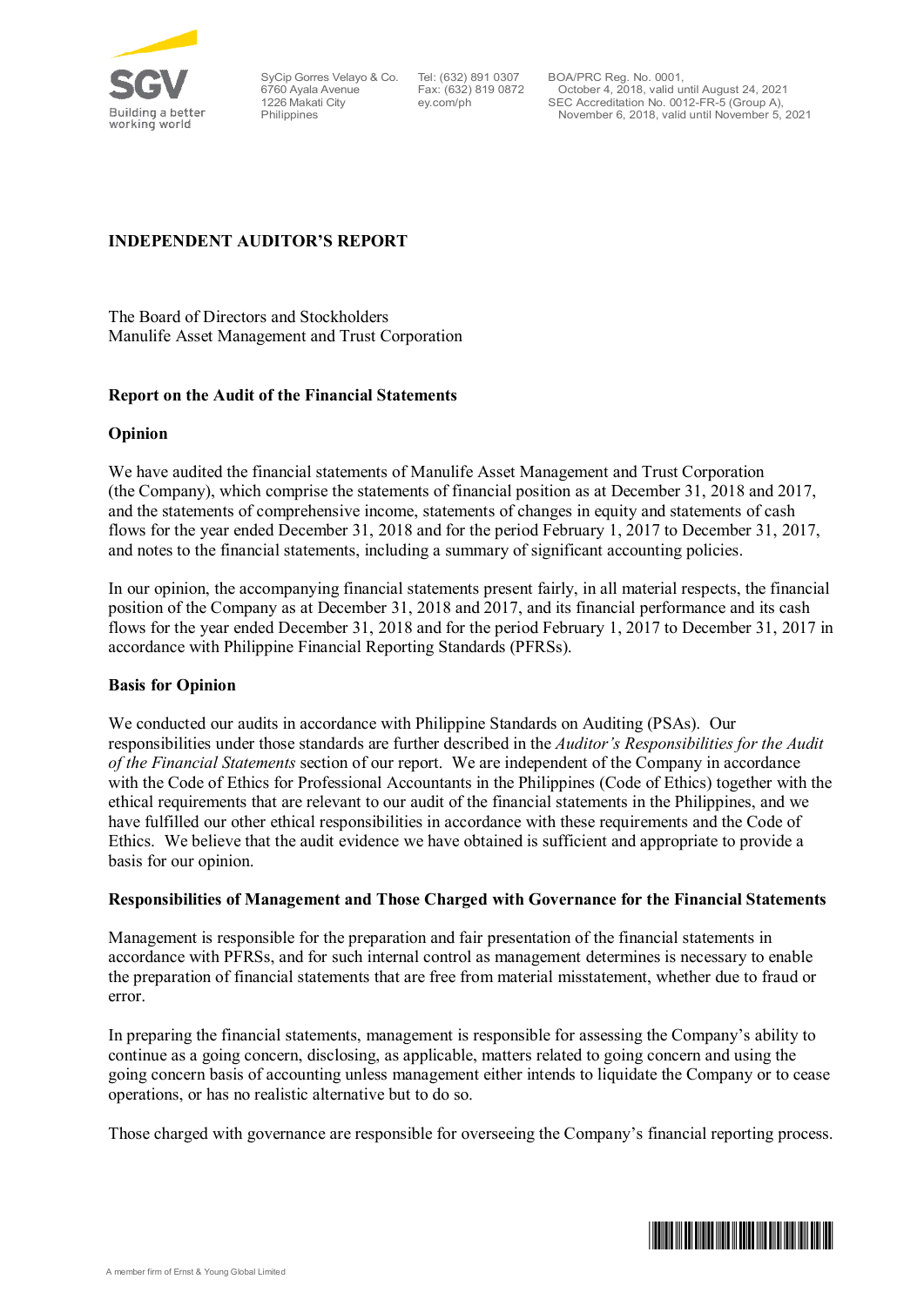# INDEPENDENT AUDITOR'S REPORT

The Board of Directors and Stockholders
Manulife Asset Management and Trust Corporation

## Report on the Audit of the Financial Statements

### Opinion

We have audited the financial statements of Manulife Asset Management and Trust Corporation (the Company), which comprise the statements of financial position as at December 31, 2018 and 2017, and the statements of comprehensive income, statements of changes in equity and statements of cash flows for the year ended December 31, 2018 and for the period February 1, 2017 to December 31, 2017, and notes to the financial statements, including a summary of significant accounting policies.

In our opinion, the accompanying financial statements present fairly, in all material respects, the financial position of the Company as at December 31, 2018 and 2017, and its financial performance and its cash flows for the year ended December 31, 2018 and for the period February 1, 2017 to December 31, 2017 in accordance with Philippine Financial Reporting Standards (PFRSs).

### Basis for Opinion

We conducted our audits in accordance with Philippine Standards on Auditing (PSAs). Our responsibilities under those standards are further described in the *Auditor's Responsibilities for the Audit of the Financial Statements* section of our report. We are independent of the Company in accordance with the Code of Ethics for Professional Accountants in the Philippines (Code of Ethics) together with the ethical requirements that are relevant to our audit of the financial statements in the Philippines, and we have fulfilled our other ethical responsibilities in accordance with these requirements and the Code of Ethics. We believe that the audit evidence we have obtained is sufficient and appropriate to provide a basis for our opinion.

### Responsibilities of Management and Those Charged with Governance for the Financial Statements

Management is responsible for the preparation and fair presentation of the financial statements in accordance with PFRSs, and for such internal control as management determines is necessary to enable the preparation of financial statements that are free from material misstatement, whether due to fraud or error.

In preparing the financial statements, management is responsible for assessing the Company's ability to continue as a going concern, disclosing, as applicable, matters related to going concern and using the going concern basis of accounting unless management either intends to liquidate the Company or to cease operations, or has no realistic alternative but to do so.

Those charged with governance are responsible for overseeing the Company's financial reporting process.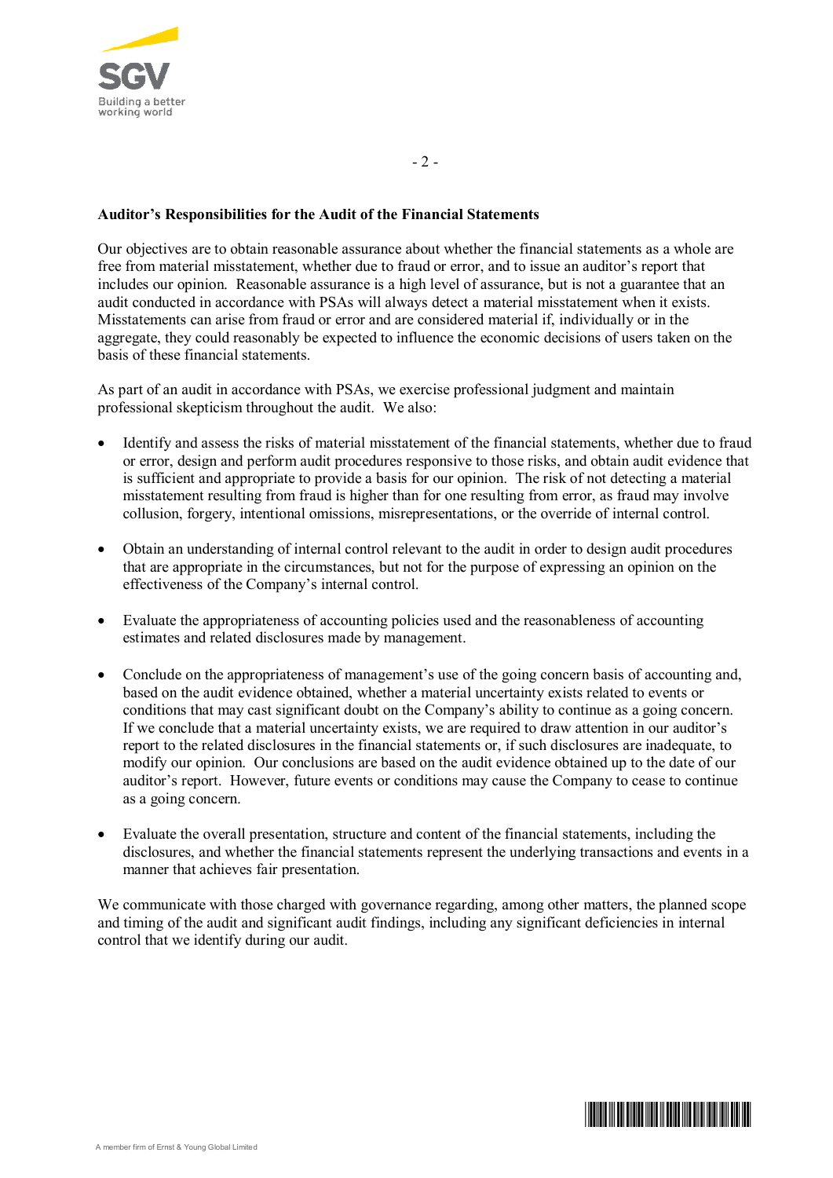**Auditor's Responsibilities for the Audit of the Financial Statements**

Our objectives are to obtain reasonable assurance about whether the financial statements as a whole are free from material misstatement, whether due to fraud or error, and to issue an auditor's report that includes our opinion. Reasonable assurance is a high level of assurance, but is not a guarantee that an audit conducted in accordance with PSAs will always detect a material misstatement when it exists. Misstatements can arise from fraud or error and are considered material if, individually or in the aggregate, they could reasonably be expected to influence the economic decisions of users taken on the basis of these financial statements.

As part of an audit in accordance with PSAs, we exercise professional judgment and maintain professional skepticism throughout the audit. We also:

- Identify and assess the risks of material misstatement of the financial statements, whether due to fraud or error, design and perform audit procedures responsive to those risks, and obtain audit evidence that is sufficient and appropriate to provide a basis for our opinion. The risk of not detecting a material misstatement resulting from fraud is higher than for one resulting from error, as fraud may involve collusion, forgery, intentional omissions, misrepresentations, or the override of internal control.

- Obtain an understanding of internal control relevant to the audit in order to design audit procedures that are appropriate in the circumstances, but not for the purpose of expressing an opinion on the effectiveness of the Company's internal control.

- Evaluate the appropriateness of accounting policies used and the reasonableness of accounting estimates and related disclosures made by management.

- Conclude on the appropriateness of management's use of the going concern basis of accounting and, based on the audit evidence obtained, whether a material uncertainty exists related to events or conditions that may cast significant doubt on the Company's ability to continue as a going concern. If we conclude that a material uncertainty exists, we are required to draw attention in our auditor's report to the related disclosures in the financial statements or, if such disclosures are inadequate, to modify our opinion. Our conclusions are based on the audit evidence obtained up to the date of our auditor's report. However, future events or conditions may cause the Company to cease to continue as a going concern.

- Evaluate the overall presentation, structure and content of the financial statements, including the disclosures, and whether the financial statements represent the underlying transactions and events in a manner that achieves fair presentation.

We communicate with those charged with governance regarding, among other matters, the planned scope and timing of the audit and significant audit findings, including any significant deficiencies in internal control that we identify during our audit.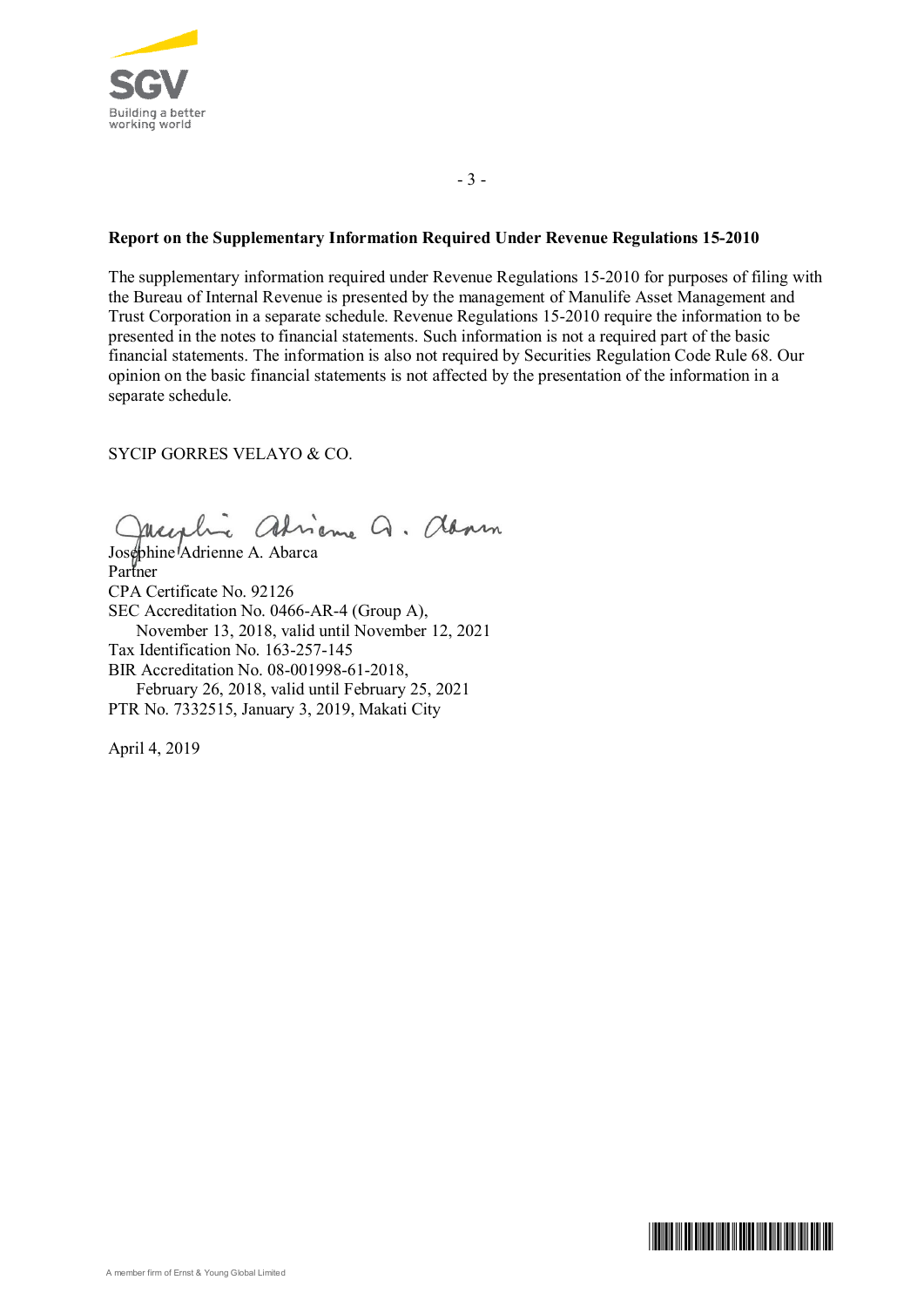### Report on the Supplementary Information Required Under Revenue Regulations 15-2010

The supplementary information required under Revenue Regulations 15-2010 for purposes of filing with the Bureau of Internal Revenue is presented by the management of Manulife Asset Management and Trust Corporation in a separate schedule. Revenue Regulations 15-2010 require the information to be presented in the notes to financial statements. Such information is not a required part of the basic financial statements. The information is also not required by Securities Regulation Code Rule 68. Our opinion on the basic financial statements is not affected by the presentation of the information in a separate schedule.

SYCIP GORRES VELAYO & CO.

Josephine Adrienne A. Abarca
Partner
CPA Certificate No. 92126
SEC Accreditation No. 0466-AR-4 (Group A),
November 13, 2018, valid until November 12, 2021
Tax Identification No. 163-257-145
BIR Accreditation No. 08-001998-61-2018,
February 26, 2018, valid until February 25, 2021
PTR No. 7332515, January 3, 2019, Makati City

April 4, 2019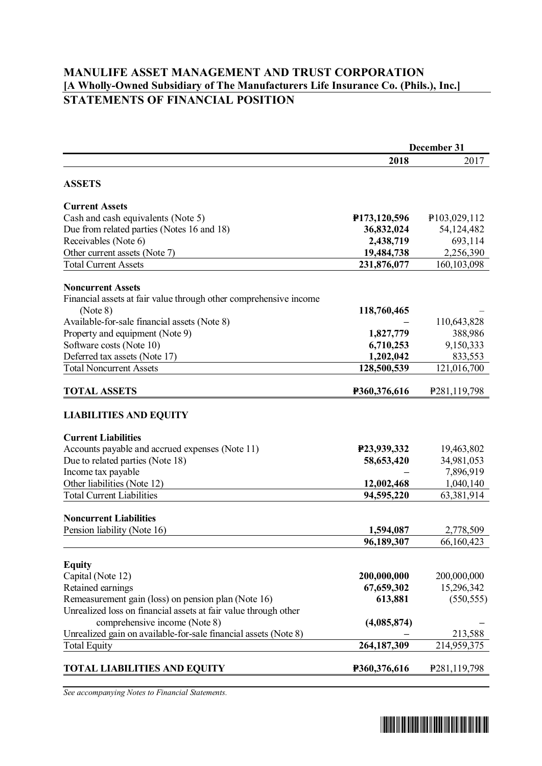# MANULIFE ASSET MANAGEMENT AND TRUST CORPORATION
**[A Wholly-Owned Subsidiary of The Manufacturers Life Insurance Co. (Phils.), Inc.]**
## STATEMENTS OF FINANCIAL POSITION

| | December 31 | |
|---|---|---|
| | **2018** | 2017 |
| **ASSETS** | | |
| **Current Assets** | | |
| Cash and cash equivalents (Note 5) | **₱173,120,596** | ₱103,029,112 |
| Due from related parties (Notes 16 and 18) | **36,832,024** | 54,124,482 |
| Receivables (Note 6) | **2,438,719** | 693,114 |
| Other current assets (Note 7) | **19,484,738** | 2,256,390 |
| Total Current Assets | **231,876,077** | 160,103,098 |
| **Noncurrent Assets** | | |
| Financial assets at fair value through other comprehensive income (Note 8) | **118,760,465** | – |
| Available-for-sale financial assets (Note 8) | – | 110,643,828 |
| Property and equipment (Note 9) | **1,827,779** | 388,986 |
| Software costs (Note 10) | **6,710,253** | 9,150,333 |
| Deferred tax assets (Note 17) | **1,202,042** | 833,553 |
| Total Noncurrent Assets | **128,500,539** | 121,016,700 |
| **TOTAL ASSETS** | **₱360,376,616** | ₱281,119,798 |
| **LIABILITIES AND EQUITY** | | |
| **Current Liabilities** | | |
| Accounts payable and accrued expenses (Note 11) | **₱23,939,332** | 19,463,802 |
| Due to related parties (Note 18) | **58,653,420** | 34,981,053 |
| Income tax payable | – | 7,896,919 |
| Other liabilities (Note 12) | **12,002,468** | 1,040,140 |
| Total Current Liabilities | **94,595,220** | 63,381,914 |
| **Noncurrent Liabilities** | | |
| Pension liability (Note 16) | **1,594,087** | 2,778,509 |
| | **96,189,307** | 66,160,423 |
| **Equity** | | |
| Capital (Note 12) | **200,000,000** | 200,000,000 |
| Retained earnings | **67,659,302** | 15,296,342 |
| Remeasurement gain (loss) on pension plan (Note 16) | **613,881** | (550,555) |
| Unrealized loss on financial assets at fair value through other comprehensive income (Note 8) | **(4,085,874)** | – |
| Unrealized gain on available-for-sale financial assets (Note 8) | – | 213,588 |
| Total Equity | **264,187,309** | 214,959,375 |
| **TOTAL LIABILITIES AND EQUITY** | **₱360,376,616** | ₱281,119,798 |

*See accompanying Notes to Financial Statements.*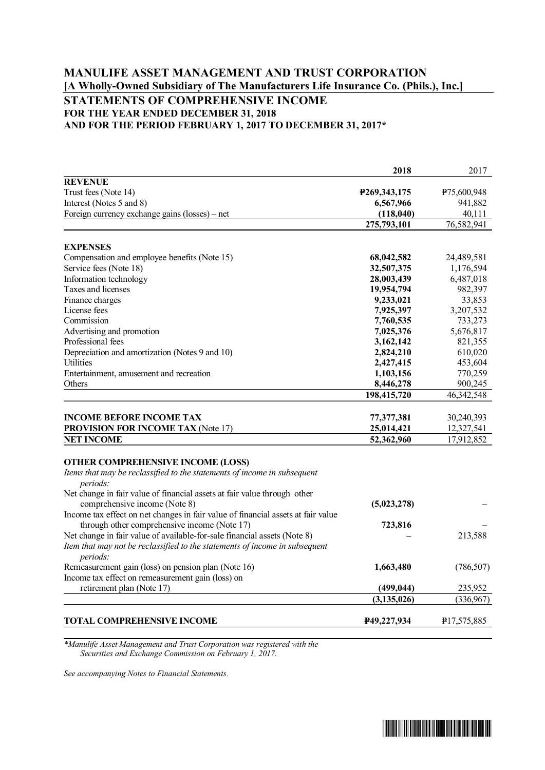# MANULIFE ASSET MANAGEMENT AND TRUST CORPORATION

**[A Wholly-Owned Subsidiary of The Manufacturers Life Insurance Co. (Phils.), Inc.]**

## STATEMENTS OF COMPREHENSIVE INCOME

**FOR THE YEAR ENDED DECEMBER 31, 2018**
**AND FOR THE PERIOD FEBRUARY 1, 2017 TO DECEMBER 31, 2017***

| | **2018** | 2017 |
|---|---|---|
| **REVENUE** | | |
| Trust fees (Note 14) | **₱269,343,175** | ₱75,600,948 |
| Interest (Notes 5 and 8) | **6,567,966** | 941,882 |
| Foreign currency exchange gains (losses) – net | **(118,040)** | 40,111 |
| | **275,793,101** | 76,582,941 |
| **EXPENSES** | | |
| Compensation and employee benefits (Note 15) | **68,042,582** | 24,489,581 |
| Service fees (Note 18) | **32,507,375** | 1,176,594 |
| Information technology | **28,003,439** | 6,487,018 |
| Taxes and licenses | **19,954,794** | 982,397 |
| Finance charges | **9,233,021** | 33,853 |
| License fees | **7,925,397** | 3,207,532 |
| Commission | **7,760,535** | 733,273 |
| Advertising and promotion | **7,025,376** | 5,676,817 |
| Professional fees | **3,162,142** | 821,355 |
| Depreciation and amortization (Notes 9 and 10) | **2,824,210** | 610,020 |
| Utilities | **2,427,415** | 453,604 |
| Entertainment, amusement and recreation | **1,103,156** | 770,259 |
| Others | **8,446,278** | 900,245 |
| | **198,415,720** | 46,342,548 |
| **INCOME BEFORE INCOME TAX** | **77,377,381** | 30,240,393 |
| **PROVISION FOR INCOME TAX** (Note 17) | **25,014,421** | 12,327,541 |
| **NET INCOME** | **52,362,960** | 17,912,852 |
| **OTHER COMPREHENSIVE INCOME (LOSS)** | | |
| *Items that may be reclassified to the statements of income in subsequent periods:* | | |
| Net change in fair value of financial assets at fair value through other comprehensive income (Note 8) | **(5,023,278)** | – |
| Income tax effect on net changes in fair value of financial assets at fair value through other comprehensive income (Note 17) | **723,816** | – |
| Net change in fair value of available-for-sale financial assets (Note 8) | **–** | 213,588 |
| *Item that may not be reclassified to the statements of income in subsequent periods:* | | |
| Remeasurement gain (loss) on pension plan (Note 16) | **1,663,480** | (786,507) |
| Income tax effect on remeasurement gain (loss) on retirement plan (Note 17) | **(499,044)** | 235,952 |
| | **(3,135,026)** | (336,967) |
| **TOTAL COMPREHENSIVE INCOME** | **₱49,227,934** | ₱17,575,885 |

*\*Manulife Asset Management and Trust Corporation was registered with the Securities and Exchange Commission on February 1, 2017.*

*See accompanying Notes to Financial Statements.*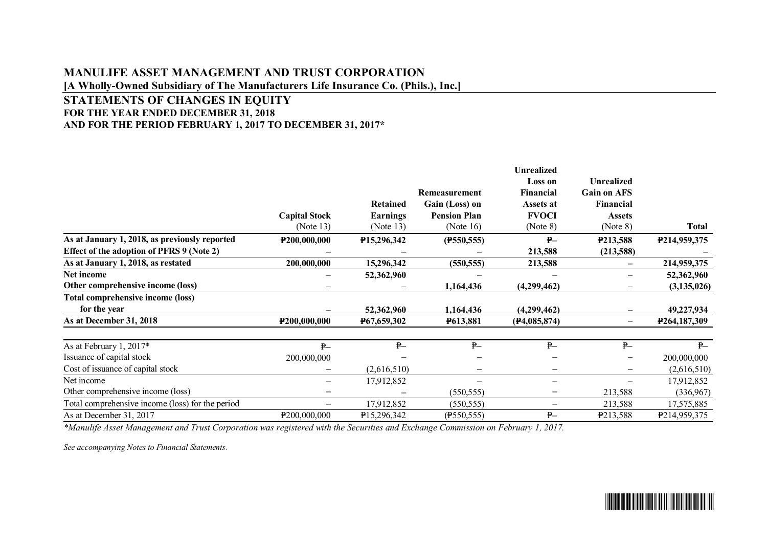# MANULIFE ASSET MANAGEMENT AND TRUST CORPORATION

**[A Wholly-Owned Subsidiary of The Manufacturers Life Insurance Co. (Phils.), Inc.]**

## STATEMENTS OF CHANGES IN EQUITY

**FOR THE YEAR ENDED DECEMBER 31, 2018**
**AND FOR THE PERIOD FEBRUARY 1, 2017 TO DECEMBER 31, 2017***

| | Capital Stock (Note 13) | Retained Earnings (Note 13) | Remeasurement Gain (Loss) on Pension Plan (Note 16) | Unrealized Loss on Financial Assets at FVOCI (Note 8) | Unrealized Gain on AFS Financial Assets (Note 8) | Total |
|---|---|---|---|---|---|---|
| **As at January 1, 2018, as previously reported** | **₱200,000,000** | **₱15,296,342** | **(₱550,555)** | **₱–** | **₱213,588** | **₱214,959,375** |
| **Effect of the adoption of PFRS 9 (Note 2)** | **–** | **–** | **–** | **213,588** | **(213,588)** | **–** |
| **As at January 1, 2018, as restated** | **200,000,000** | **15,296,342** | **(550,555)** | **213,588** | **–** | **214,959,375** |
| **Net income** | – | **52,362,960** | – | – | – | **52,362,960** |
| **Other comprehensive income (loss)** | – | – | **1,164,436** | **(4,299,462)** | – | **(3,135,026)** |
| **Total comprehensive income (loss) for the year** | – | **52,362,960** | **1,164,436** | **(4,299,462)** | – | **49,227,934** |
| **As at December 31, 2018** | **₱200,000,000** | **₱67,659,302** | **₱613,881** | **(₱4,085,874)** | – | **₱264,187,309** |
| | | | | | | |
| As at February 1, 2017* | ₱– | ₱– | ₱– | ₱– | ₱– | ₱– |
| Issuance of capital stock | 200,000,000 | – | – | – | – | 200,000,000 |
| Cost of issuance of capital stock | – | (2,616,510) | – | – | – | (2,616,510) |
| Net income | – | 17,912,852 | – | – | – | 17,912,852 |
| Other comprehensive income (loss) | – | – | (550,555) | – | 213,588 | (336,967) |
| Total comprehensive income (loss) for the period | – | 17,912,852 | (550,555) | – | 213,588 | 17,575,885 |
| As at December 31, 2017 | ₱200,000,000 | ₱15,296,342 | (₱550,555) | ₱– | ₱213,588 | ₱214,959,375 |

**Manulife Asset Management and Trust Corporation was registered with the Securities and Exchange Commission on February 1, 2017.*

*See accompanying Notes to Financial Statements.*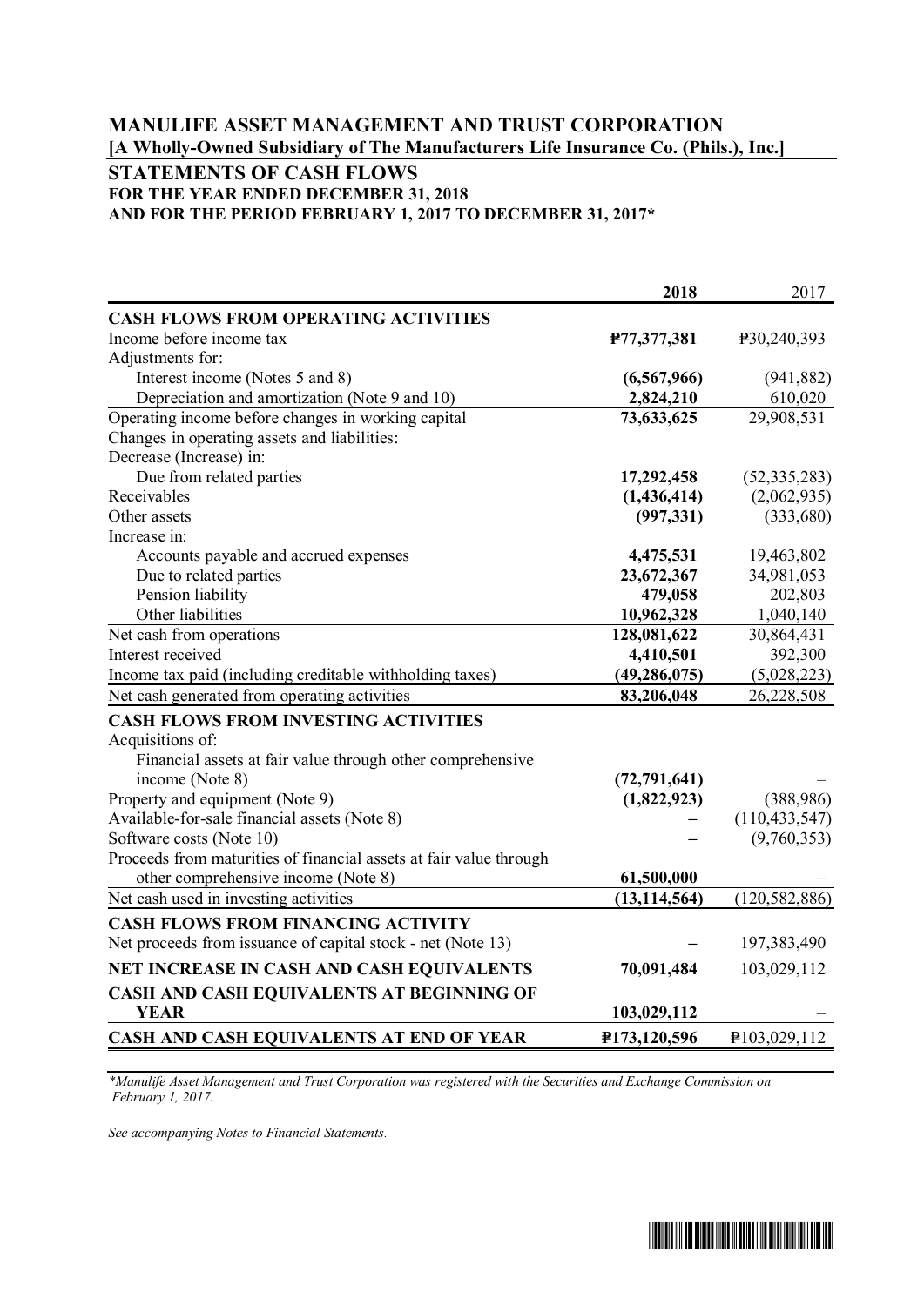# MANULIFE ASSET MANAGEMENT AND TRUST CORPORATION

**[A Wholly-Owned Subsidiary of The Manufacturers Life Insurance Co. (Phils.), Inc.]**

## STATEMENTS OF CASH FLOWS

**FOR THE YEAR ENDED DECEMBER 31, 2018**
**AND FOR THE PERIOD FEBRUARY 1, 2017 TO DECEMBER 31, 2017***

| | **2018** | 2017 |
|---|---|---|
| **CASH FLOWS FROM OPERATING ACTIVITIES** | | |
| Income before income tax | **₱77,377,381** | ₱30,240,393 |
| Adjustments for: | | |
| Interest income (Notes 5 and 8) | **(6,567,966)** | (941,882) |
| Depreciation and amortization (Note 9 and 10) | **2,824,210** | 610,020 |
| Operating income before changes in working capital | **73,633,625** | 29,908,531 |
| Changes in operating assets and liabilities: | | |
| Decrease (Increase) in: | | |
| Due from related parties | **17,292,458** | (52,335,283) |
| Receivables | **(1,436,414)** | (2,062,935) |
| Other assets | **(997,331)** | (333,680) |
| Increase in: | | |
| Accounts payable and accrued expenses | **4,475,531** | 19,463,802 |
| Due to related parties | **23,672,367** | 34,981,053 |
| Pension liability | **479,058** | 202,803 |
| Other liabilities | **10,962,328** | 1,040,140 |
| Net cash from operations | **128,081,622** | 30,864,431 |
| Interest received | **4,410,501** | 392,300 |
| Income tax paid (including creditable withholding taxes) | **(49,286,075)** | (5,028,223) |
| Net cash generated from operating activities | **83,206,048** | 26,228,508 |
| **CASH FLOWS FROM INVESTING ACTIVITIES** | | |
| Acquisitions of: | | |
| Financial assets at fair value through other comprehensive income (Note 8) | **(72,791,641)** | – |
| Property and equipment (Note 9) | **(1,822,923)** | (388,986) |
| Available-for-sale financial assets (Note 8) | **–** | (110,433,547) |
| Software costs (Note 10) | **–** | (9,760,353) |
| Proceeds from maturities of financial assets at fair value through other comprehensive income (Note 8) | **61,500,000** | – |
| Net cash used in investing activities | **(13,114,564)** | (120,582,886) |
| **CASH FLOWS FROM FINANCING ACTIVITY** | | |
| Net proceeds from issuance of capital stock - net (Note 13) | **–** | 197,383,490 |
| **NET INCREASE IN CASH AND CASH EQUIVALENTS** | **70,091,484** | 103,029,112 |
| **CASH AND CASH EQUIVALENTS AT BEGINNING OF YEAR** | **103,029,112** | – |
| **CASH AND CASH EQUIVALENTS AT END OF YEAR** | **₱173,120,596** | ₱103,029,112 |

*\*Manulife Asset Management and Trust Corporation was registered with the Securities and Exchange Commission on February 1, 2017.*

*See accompanying Notes to Financial Statements.*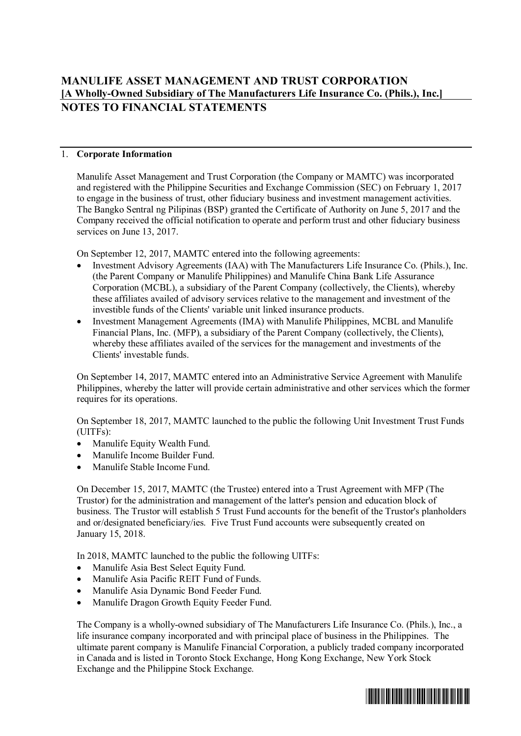# MANULIFE ASSET MANAGEMENT AND TRUST CORPORATION
**[A Wholly-Owned Subsidiary of The Manufacturers Life Insurance Co. (Phils.), Inc.]**
## NOTES TO FINANCIAL STATEMENTS

### 1. Corporate Information

Manulife Asset Management and Trust Corporation (the Company or MAMTC) was incorporated and registered with the Philippine Securities and Exchange Commission (SEC) on February 1, 2017 to engage in the business of trust, other fiduciary business and investment management activities. The Bangko Sentral ng Pilipinas (BSP) granted the Certificate of Authority on June 5, 2017 and the Company received the official notification to operate and perform trust and other fiduciary business services on June 13, 2017.

On September 12, 2017, MAMTC entered into the following agreements:

- Investment Advisory Agreements (IAA) with The Manufacturers Life Insurance Co. (Phils.), Inc. (the Parent Company or Manulife Philippines) and Manulife China Bank Life Assurance Corporation (MCBL), a subsidiary of the Parent Company (collectively, the Clients), whereby these affiliates availed of advisory services relative to the management and investment of the investible funds of the Clients' variable unit linked insurance products.
- Investment Management Agreements (IMA) with Manulife Philippines, MCBL and Manulife Financial Plans, Inc. (MFP), a subsidiary of the Parent Company (collectively, the Clients), whereby these affiliates availed of the services for the management and investments of the Clients' investable funds.

On September 14, 2017, MAMTC entered into an Administrative Service Agreement with Manulife Philippines, whereby the latter will provide certain administrative and other services which the former requires for its operations.

On September 18, 2017, MAMTC launched to the public the following Unit Investment Trust Funds (UITFs):

- Manulife Equity Wealth Fund.
- Manulife Income Builder Fund.
- Manulife Stable Income Fund.

On December 15, 2017, MAMTC (the Trustee) entered into a Trust Agreement with MFP (The Trustor) for the administration and management of the latter's pension and education block of business. The Trustor will establish 5 Trust Fund accounts for the benefit of the Trustor's planholders and or/designated beneficiary/ies. Five Trust Fund accounts were subsequently created on January 15, 2018.

In 2018, MAMTC launched to the public the following UITFs:

- Manulife Asia Best Select Equity Fund.
- Manulife Asia Pacific REIT Fund of Funds.
- Manulife Asia Dynamic Bond Feeder Fund.
- Manulife Dragon Growth Equity Feeder Fund.

The Company is a wholly-owned subsidiary of The Manufacturers Life Insurance Co. (Phils.), Inc., a life insurance company incorporated and with principal place of business in the Philippines. The ultimate parent company is Manulife Financial Corporation, a publicly traded company incorporated in Canada and is listed in Toronto Stock Exchange, Hong Kong Exchange, New York Stock Exchange and the Philippine Stock Exchange.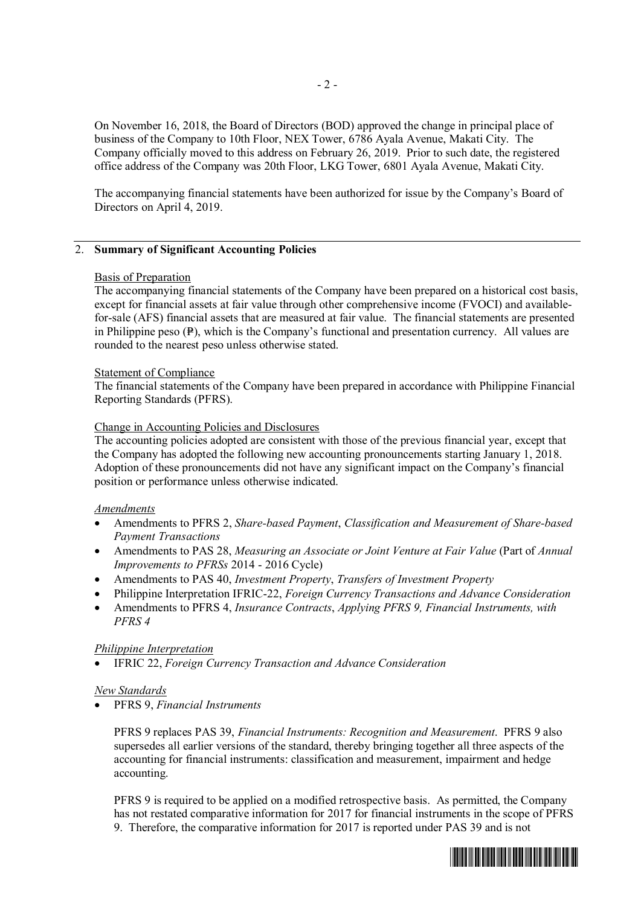On November 16, 2018, the Board of Directors (BOD) approved the change in principal place of business of the Company to 10th Floor, NEX Tower, 6786 Ayala Avenue, Makati City. The Company officially moved to this address on February 26, 2019. Prior to such date, the registered office address of the Company was 20th Floor, LKG Tower, 6801 Ayala Avenue, Makati City.

The accompanying financial statements have been authorized for issue by the Company's Board of Directors on April 4, 2019.

## 2. Summary of Significant Accounting Policies

Basis of Preparation

The accompanying financial statements of the Company have been prepared on a historical cost basis, except for financial assets at fair value through other comprehensive income (FVOCI) and available-for-sale (AFS) financial assets that are measured at fair value. The financial statements are presented in Philippine peso (₱), which is the Company's functional and presentation currency. All values are rounded to the nearest peso unless otherwise stated.

Statement of Compliance

The financial statements of the Company have been prepared in accordance with Philippine Financial Reporting Standards (PFRS).

Change in Accounting Policies and Disclosures

The accounting policies adopted are consistent with those of the previous financial year, except that the Company has adopted the following new accounting pronouncements starting January 1, 2018. Adoption of these pronouncements did not have any significant impact on the Company's financial position or performance unless otherwise indicated.

*Amendments*

- Amendments to PFRS 2, *Share-based Payment*, *Classification and Measurement of Share-based Payment Transactions*
- Amendments to PAS 28, *Measuring an Associate or Joint Venture at Fair Value* (Part of *Annual Improvements to PFRSs* 2014 - 2016 Cycle)
- Amendments to PAS 40, *Investment Property*, *Transfers of Investment Property*
- Philippine Interpretation IFRIC-22, *Foreign Currency Transactions and Advance Consideration*
- Amendments to PFRS 4, *Insurance Contracts*, *Applying PFRS 9, Financial Instruments, with PFRS 4*

*Philippine Interpretation*

- IFRIC 22, *Foreign Currency Transaction and Advance Consideration*

*New Standards*

- PFRS 9, *Financial Instruments*

  PFRS 9 replaces PAS 39, *Financial Instruments: Recognition and Measurement*. PFRS 9 also supersedes all earlier versions of the standard, thereby bringing together all three aspects of the accounting for financial instruments: classification and measurement, impairment and hedge accounting.

  PFRS 9 is required to be applied on a modified retrospective basis. As permitted, the Company has not restated comparative information for 2017 for financial instruments in the scope of PFRS 9. Therefore, the comparative information for 2017 is reported under PAS 39 and is not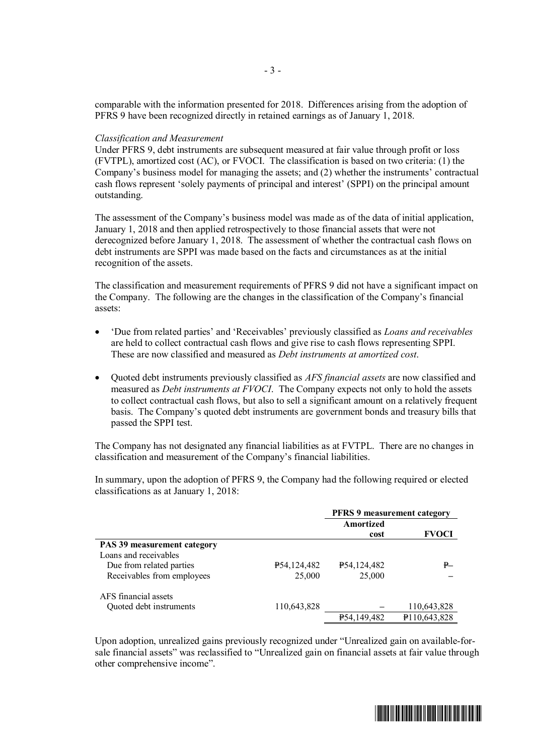comparable with the information presented for 2018. Differences arising from the adoption of PFRS 9 have been recognized directly in retained earnings as of January 1, 2018.

*Classification and Measurement*
Under PFRS 9, debt instruments are subsequent measured at fair value through profit or loss (FVTPL), amortized cost (AC), or FVOCI. The classification is based on two criteria: (1) the Company's business model for managing the assets; and (2) whether the instruments' contractual cash flows represent 'solely payments of principal and interest' (SPPI) on the principal amount outstanding.

The assessment of the Company's business model was made as of the data of initial application, January 1, 2018 and then applied retrospectively to those financial assets that were not derecognized before January 1, 2018. The assessment of whether the contractual cash flows on debt instruments are SPPI was made based on the facts and circumstances as at the initial recognition of the assets.

The classification and measurement requirements of PFRS 9 did not have a significant impact on the Company. The following are the changes in the classification of the Company's financial assets:

- 'Due from related parties' and 'Receivables' previously classified as *Loans and receivables* are held to collect contractual cash flows and give rise to cash flows representing SPPI. These are now classified and measured as *Debt instruments at amortized cost*.
- Quoted debt instruments previously classified as *AFS financial assets* are now classified and measured as *Debt instruments at FVOCI*. The Company expects not only to hold the assets to collect contractual cash flows, but also to sell a significant amount on a relatively frequent basis. The Company's quoted debt instruments are government bonds and treasury bills that passed the SPPI test.

The Company has not designated any financial liabilities as at FVTPL. There are no changes in classification and measurement of the Company's financial liabilities.

In summary, upon the adoption of PFRS 9, the Company had the following required or elected classifications as at January 1, 2018:

| | | PFRS 9 measurement category | |
|---|---|---|---|
| | | Amortized cost | FVOCI |
| **PAS 39 measurement category** | | | |
| Loans and receivables | | | |
| Due from related parties | ₱54,124,482 | ₱54,124,482 | ₱– |
| Receivables from employees | 25,000 | 25,000 | – |
| AFS financial assets | | | |
| Quoted debt instruments | 110,643,828 | – | 110,643,828 |
| | | ₱54,149,482 | ₱110,643,828 |

Upon adoption, unrealized gains previously recognized under "Unrealized gain on available-for-sale financial assets" was reclassified to "Unrealized gain on financial assets at fair value through other comprehensive income".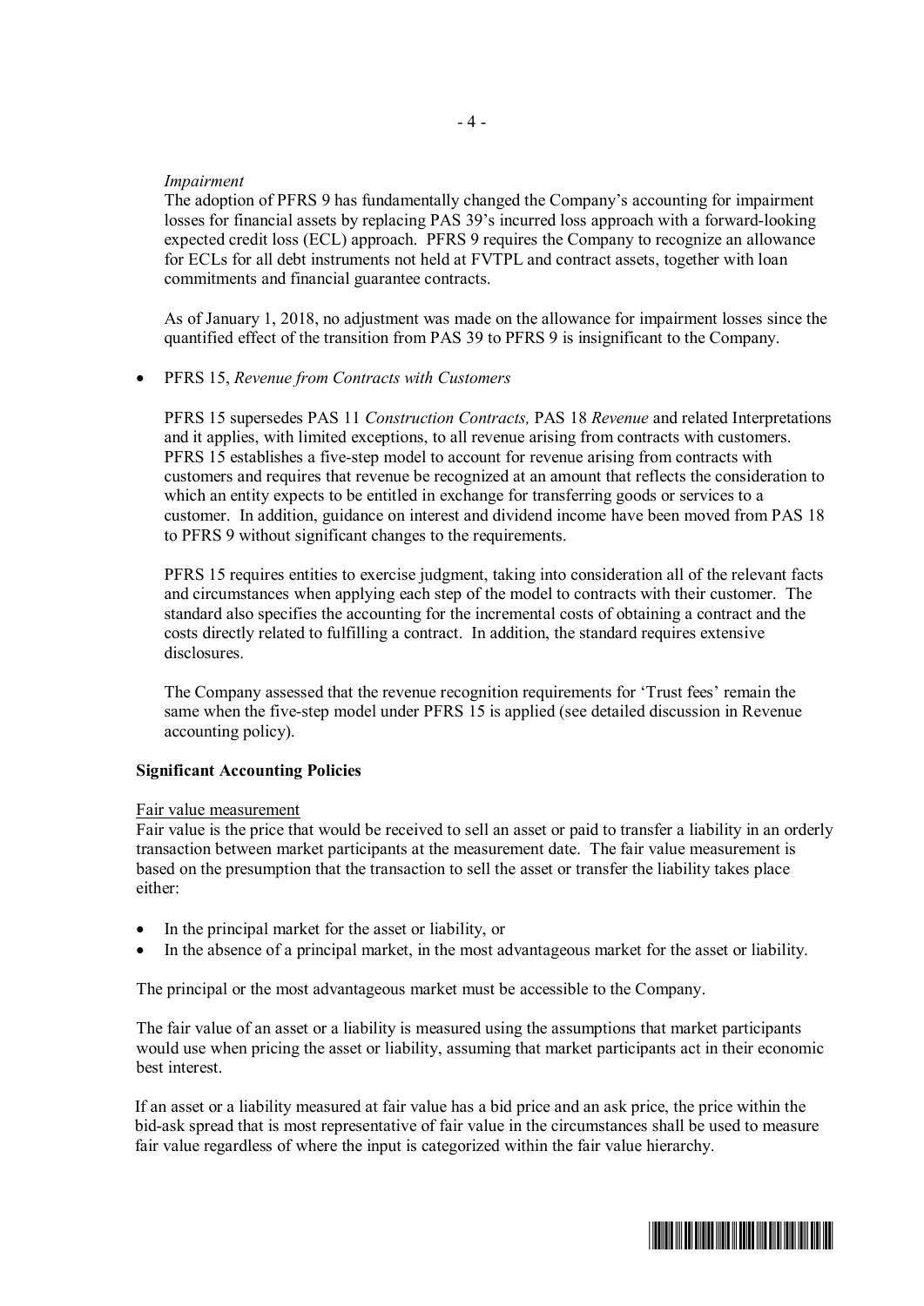*Impairment*
The adoption of PFRS 9 has fundamentally changed the Company's accounting for impairment losses for financial assets by replacing PAS 39's incurred loss approach with a forward-looking expected credit loss (ECL) approach. PFRS 9 requires the Company to recognize an allowance for ECLs for all debt instruments not held at FVTPL and contract assets, together with loan commitments and financial guarantee contracts.

As of January 1, 2018, no adjustment was made on the allowance for impairment losses since the quantified effect of the transition from PAS 39 to PFRS 9 is insignificant to the Company.

- PFRS 15, *Revenue from Contracts with Customers*

  PFRS 15 supersedes PAS 11 *Construction Contracts,* PAS 18 *Revenue* and related Interpretations and it applies, with limited exceptions, to all revenue arising from contracts with customers. PFRS 15 establishes a five-step model to account for revenue arising from contracts with customers and requires that revenue be recognized at an amount that reflects the consideration to which an entity expects to be entitled in exchange for transferring goods or services to a customer. In addition, guidance on interest and dividend income have been moved from PAS 18 to PFRS 9 without significant changes to the requirements.

  PFRS 15 requires entities to exercise judgment, taking into consideration all of the relevant facts and circumstances when applying each step of the model to contracts with their customer. The standard also specifies the accounting for the incremental costs of obtaining a contract and the costs directly related to fulfilling a contract. In addition, the standard requires extensive disclosures.

  The Company assessed that the revenue recognition requirements for 'Trust fees' remain the same when the five-step model under PFRS 15 is applied (see detailed discussion in Revenue accounting policy).

**Significant Accounting Policies**

Fair value measurement

Fair value is the price that would be received to sell an asset or paid to transfer a liability in an orderly transaction between market participants at the measurement date. The fair value measurement is based on the presumption that the transaction to sell the asset or transfer the liability takes place either:

- In the principal market for the asset or liability, or
- In the absence of a principal market, in the most advantageous market for the asset or liability.

The principal or the most advantageous market must be accessible to the Company.

The fair value of an asset or a liability is measured using the assumptions that market participants would use when pricing the asset or liability, assuming that market participants act in their economic best interest.

If an asset or a liability measured at fair value has a bid price and an ask price, the price within the bid-ask spread that is most representative of fair value in the circumstances shall be used to measure fair value regardless of where the input is categorized within the fair value hierarchy.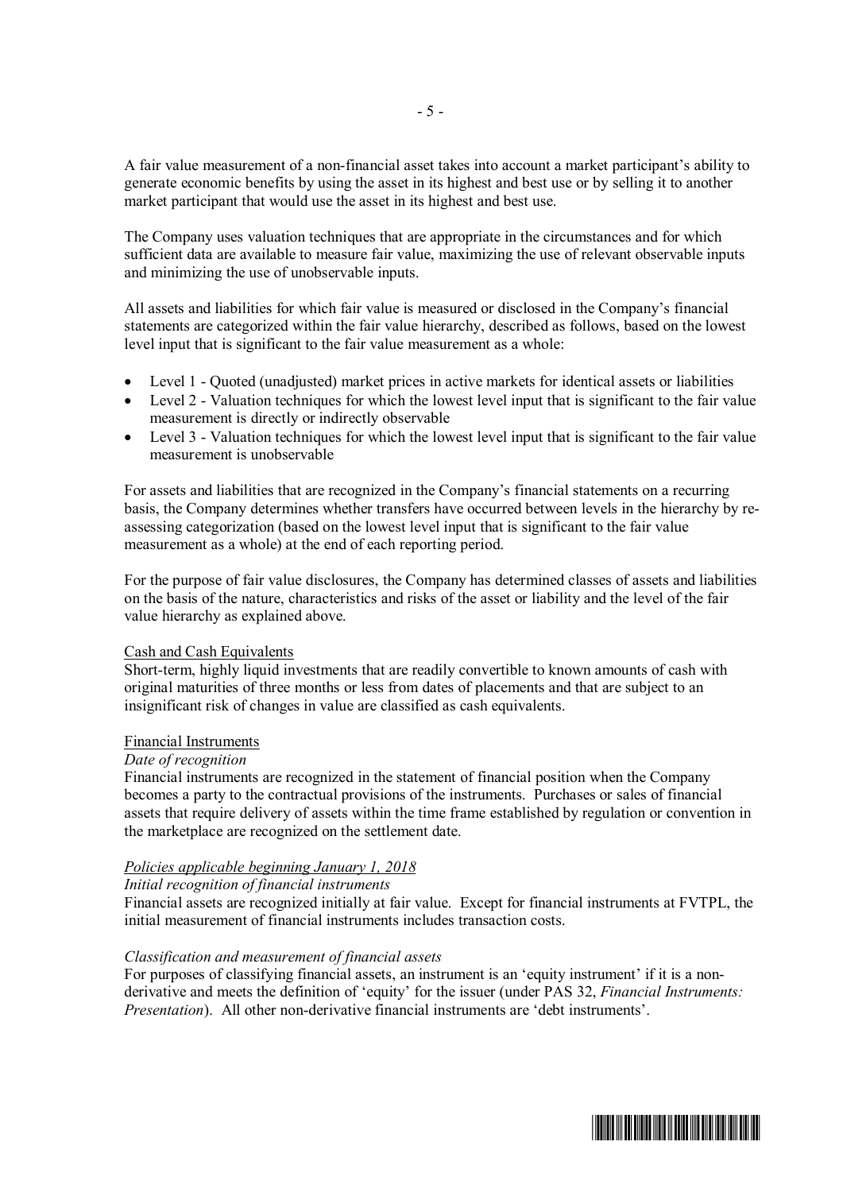A fair value measurement of a non-financial asset takes into account a market participant's ability to generate economic benefits by using the asset in its highest and best use or by selling it to another market participant that would use the asset in its highest and best use.

The Company uses valuation techniques that are appropriate in the circumstances and for which sufficient data are available to measure fair value, maximizing the use of relevant observable inputs and minimizing the use of unobservable inputs.

All assets and liabilities for which fair value is measured or disclosed in the Company's financial statements are categorized within the fair value hierarchy, described as follows, based on the lowest level input that is significant to the fair value measurement as a whole:

- Level 1 - Quoted (unadjusted) market prices in active markets for identical assets or liabilities
- Level 2 - Valuation techniques for which the lowest level input that is significant to the fair value measurement is directly or indirectly observable
- Level 3 - Valuation techniques for which the lowest level input that is significant to the fair value measurement is unobservable

For assets and liabilities that are recognized in the Company's financial statements on a recurring basis, the Company determines whether transfers have occurred between levels in the hierarchy by re-assessing categorization (based on the lowest level input that is significant to the fair value measurement as a whole) at the end of each reporting period.

For the purpose of fair value disclosures, the Company has determined classes of assets and liabilities on the basis of the nature, characteristics and risks of the asset or liability and the level of the fair value hierarchy as explained above.

Cash and Cash Equivalents

Short-term, highly liquid investments that are readily convertible to known amounts of cash with original maturities of three months or less from dates of placements and that are subject to an insignificant risk of changes in value are classified as cash equivalents.

Financial Instruments

*Date of recognition*

Financial instruments are recognized in the statement of financial position when the Company becomes a party to the contractual provisions of the instruments. Purchases or sales of financial assets that require delivery of assets within the time frame established by regulation or convention in the marketplace are recognized on the settlement date.

*Policies applicable beginning January 1, 2018*

*Initial recognition of financial instruments*

Financial assets are recognized initially at fair value. Except for financial instruments at FVTPL, the initial measurement of financial instruments includes transaction costs.

*Classification and measurement of financial assets*

For purposes of classifying financial assets, an instrument is an 'equity instrument' if it is a non-derivative and meets the definition of 'equity' for the issuer (under PAS 32, *Financial Instruments: Presentation*). All other non-derivative financial instruments are 'debt instruments'.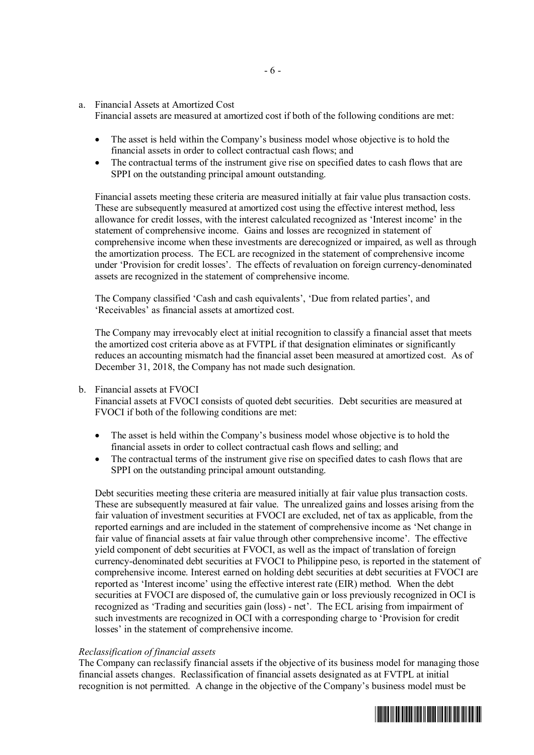a. Financial Assets at Amortized Cost

Financial assets are measured at amortized cost if both of the following conditions are met:

- The asset is held within the Company's business model whose objective is to hold the financial assets in order to collect contractual cash flows; and
- The contractual terms of the instrument give rise on specified dates to cash flows that are SPPI on the outstanding principal amount outstanding.

Financial assets meeting these criteria are measured initially at fair value plus transaction costs. These are subsequently measured at amortized cost using the effective interest method, less allowance for credit losses, with the interest calculated recognized as 'Interest income' in the statement of comprehensive income. Gains and losses are recognized in statement of comprehensive income when these investments are derecognized or impaired, as well as through the amortization process. The ECL are recognized in the statement of comprehensive income under 'Provision for credit losses'. The effects of revaluation on foreign currency-denominated assets are recognized in the statement of comprehensive income.

The Company classified 'Cash and cash equivalents', 'Due from related parties', and 'Receivables' as financial assets at amortized cost.

The Company may irrevocably elect at initial recognition to classify a financial asset that meets the amortized cost criteria above as at FVTPL if that designation eliminates or significantly reduces an accounting mismatch had the financial asset been measured at amortized cost. As of December 31, 2018, the Company has not made such designation.

b. Financial assets at FVOCI

Financial assets at FVOCI consists of quoted debt securities. Debt securities are measured at FVOCI if both of the following conditions are met:

- The asset is held within the Company's business model whose objective is to hold the financial assets in order to collect contractual cash flows and selling; and
- The contractual terms of the instrument give rise on specified dates to cash flows that are SPPI on the outstanding principal amount outstanding.

Debt securities meeting these criteria are measured initially at fair value plus transaction costs. These are subsequently measured at fair value. The unrealized gains and losses arising from the fair valuation of investment securities at FVOCI are excluded, net of tax as applicable, from the reported earnings and are included in the statement of comprehensive income as 'Net change in fair value of financial assets at fair value through other comprehensive income'. The effective yield component of debt securities at FVOCI, as well as the impact of translation of foreign currency-denominated debt securities at FVOCI to Philippine peso, is reported in the statement of comprehensive income. Interest earned on holding debt securities at debt securities at FVOCI are reported as 'Interest income' using the effective interest rate (EIR) method. When the debt securities at FVOCI are disposed of, the cumulative gain or loss previously recognized in OCI is recognized as 'Trading and securities gain (loss) - net'. The ECL arising from impairment of such investments are recognized in OCI with a corresponding charge to 'Provision for credit losses' in the statement of comprehensive income.

*Reclassification of financial assets*

The Company can reclassify financial assets if the objective of its business model for managing those financial assets changes. Reclassification of financial assets designated as at FVTPL at initial recognition is not permitted. A change in the objective of the Company's business model must be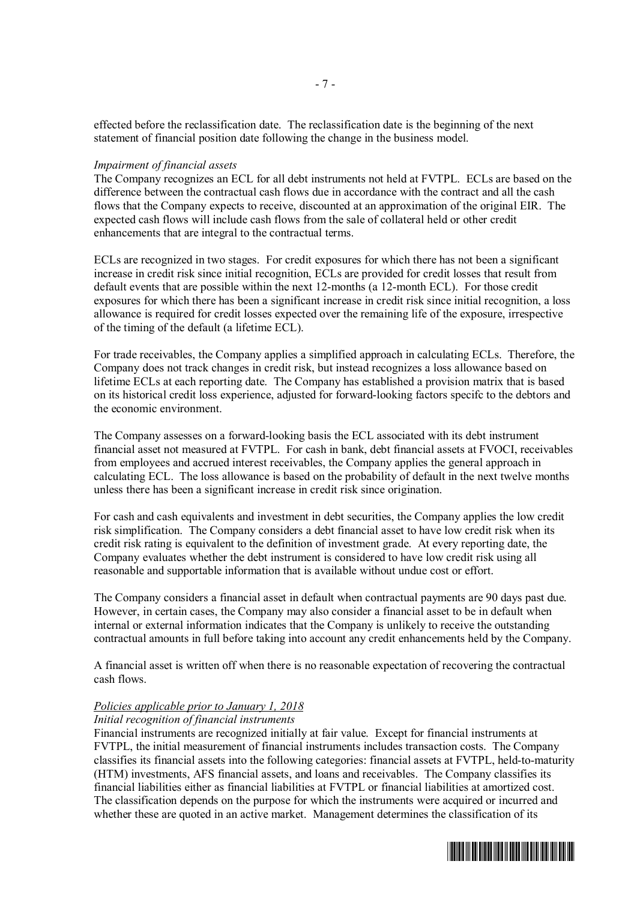effected before the reclassification date. The reclassification date is the beginning of the next statement of financial position date following the change in the business model.

*Impairment of financial assets*
The Company recognizes an ECL for all debt instruments not held at FVTPL. ECLs are based on the difference between the contractual cash flows due in accordance with the contract and all the cash flows that the Company expects to receive, discounted at an approximation of the original EIR. The expected cash flows will include cash flows from the sale of collateral held or other credit enhancements that are integral to the contractual terms.

ECLs are recognized in two stages. For credit exposures for which there has not been a significant increase in credit risk since initial recognition, ECLs are provided for credit losses that result from default events that are possible within the next 12-months (a 12-month ECL). For those credit exposures for which there has been a significant increase in credit risk since initial recognition, a loss allowance is required for credit losses expected over the remaining life of the exposure, irrespective of the timing of the default (a lifetime ECL).

For trade receivables, the Company applies a simplified approach in calculating ECLs. Therefore, the Company does not track changes in credit risk, but instead recognizes a loss allowance based on lifetime ECLs at each reporting date. The Company has established a provision matrix that is based on its historical credit loss experience, adjusted for forward-looking factors specifc to the debtors and the economic environment.

The Company assesses on a forward-looking basis the ECL associated with its debt instrument financial asset not measured at FVTPL. For cash in bank, debt financial assets at FVOCI, receivables from employees and accrued interest receivables, the Company applies the general approach in calculating ECL. The loss allowance is based on the probability of default in the next twelve months unless there has been a significant increase in credit risk since origination.

For cash and cash equivalents and investment in debt securities, the Company applies the low credit risk simplification. The Company considers a debt financial asset to have low credit risk when its credit risk rating is equivalent to the definition of investment grade. At every reporting date, the Company evaluates whether the debt instrument is considered to have low credit risk using all reasonable and supportable information that is available without undue cost or effort.

The Company considers a financial asset in default when contractual payments are 90 days past due. However, in certain cases, the Company may also consider a financial asset to be in default when internal or external information indicates that the Company is unlikely to receive the outstanding contractual amounts in full before taking into account any credit enhancements held by the Company.

A financial asset is written off when there is no reasonable expectation of recovering the contractual cash flows.

*Policies applicable prior to January 1, 2018*
*Initial recognition of financial instruments*
Financial instruments are recognized initially at fair value. Except for financial instruments at FVTPL, the initial measurement of financial instruments includes transaction costs. The Company classifies its financial assets into the following categories: financial assets at FVTPL, held-to-maturity (HTM) investments, AFS financial assets, and loans and receivables. The Company classifies its financial liabilities either as financial liabilities at FVTPL or financial liabilities at amortized cost. The classification depends on the purpose for which the instruments were acquired or incurred and whether these are quoted in an active market. Management determines the classification of its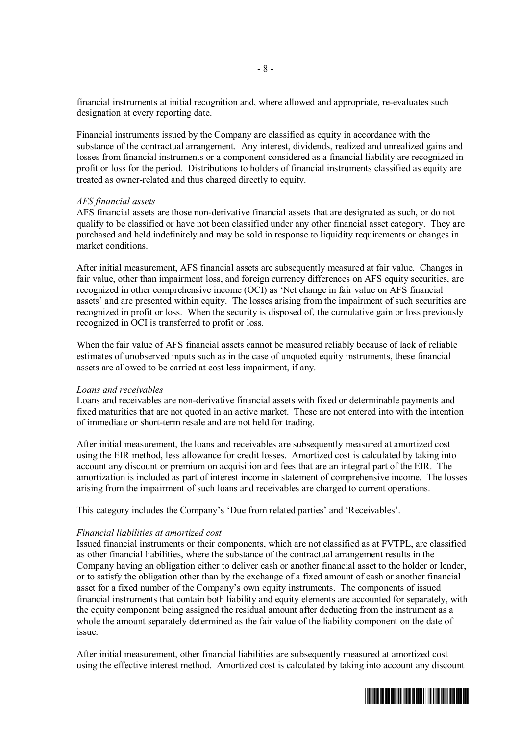financial instruments at initial recognition and, where allowed and appropriate, re-evaluates such designation at every reporting date.

Financial instruments issued by the Company are classified as equity in accordance with the substance of the contractual arrangement. Any interest, dividends, realized and unrealized gains and losses from financial instruments or a component considered as a financial liability are recognized in profit or loss for the period. Distributions to holders of financial instruments classified as equity are treated as owner-related and thus charged directly to equity.

*AFS financial assets*
AFS financial assets are those non-derivative financial assets that are designated as such, or do not qualify to be classified or have not been classified under any other financial asset category. They are purchased and held indefinitely and may be sold in response to liquidity requirements or changes in market conditions.

After initial measurement, AFS financial assets are subsequently measured at fair value. Changes in fair value, other than impairment loss, and foreign currency differences on AFS equity securities, are recognized in other comprehensive income (OCI) as 'Net change in fair value on AFS financial assets' and are presented within equity. The losses arising from the impairment of such securities are recognized in profit or loss. When the security is disposed of, the cumulative gain or loss previously recognized in OCI is transferred to profit or loss.

When the fair value of AFS financial assets cannot be measured reliably because of lack of reliable estimates of unobserved inputs such as in the case of unquoted equity instruments, these financial assets are allowed to be carried at cost less impairment, if any.

*Loans and receivables*
Loans and receivables are non-derivative financial assets with fixed or determinable payments and fixed maturities that are not quoted in an active market. These are not entered into with the intention of immediate or short-term resale and are not held for trading.

After initial measurement, the loans and receivables are subsequently measured at amortized cost using the EIR method, less allowance for credit losses. Amortized cost is calculated by taking into account any discount or premium on acquisition and fees that are an integral part of the EIR. The amortization is included as part of interest income in statement of comprehensive income. The losses arising from the impairment of such loans and receivables are charged to current operations.

This category includes the Company's 'Due from related parties' and 'Receivables'.

*Financial liabilities at amortized cost*
Issued financial instruments or their components, which are not classified as at FVTPL, are classified as other financial liabilities, where the substance of the contractual arrangement results in the Company having an obligation either to deliver cash or another financial asset to the holder or lender, or to satisfy the obligation other than by the exchange of a fixed amount of cash or another financial asset for a fixed number of the Company's own equity instruments. The components of issued financial instruments that contain both liability and equity elements are accounted for separately, with the equity component being assigned the residual amount after deducting from the instrument as a whole the amount separately determined as the fair value of the liability component on the date of issue.

After initial measurement, other financial liabilities are subsequently measured at amortized cost using the effective interest method. Amortized cost is calculated by taking into account any discount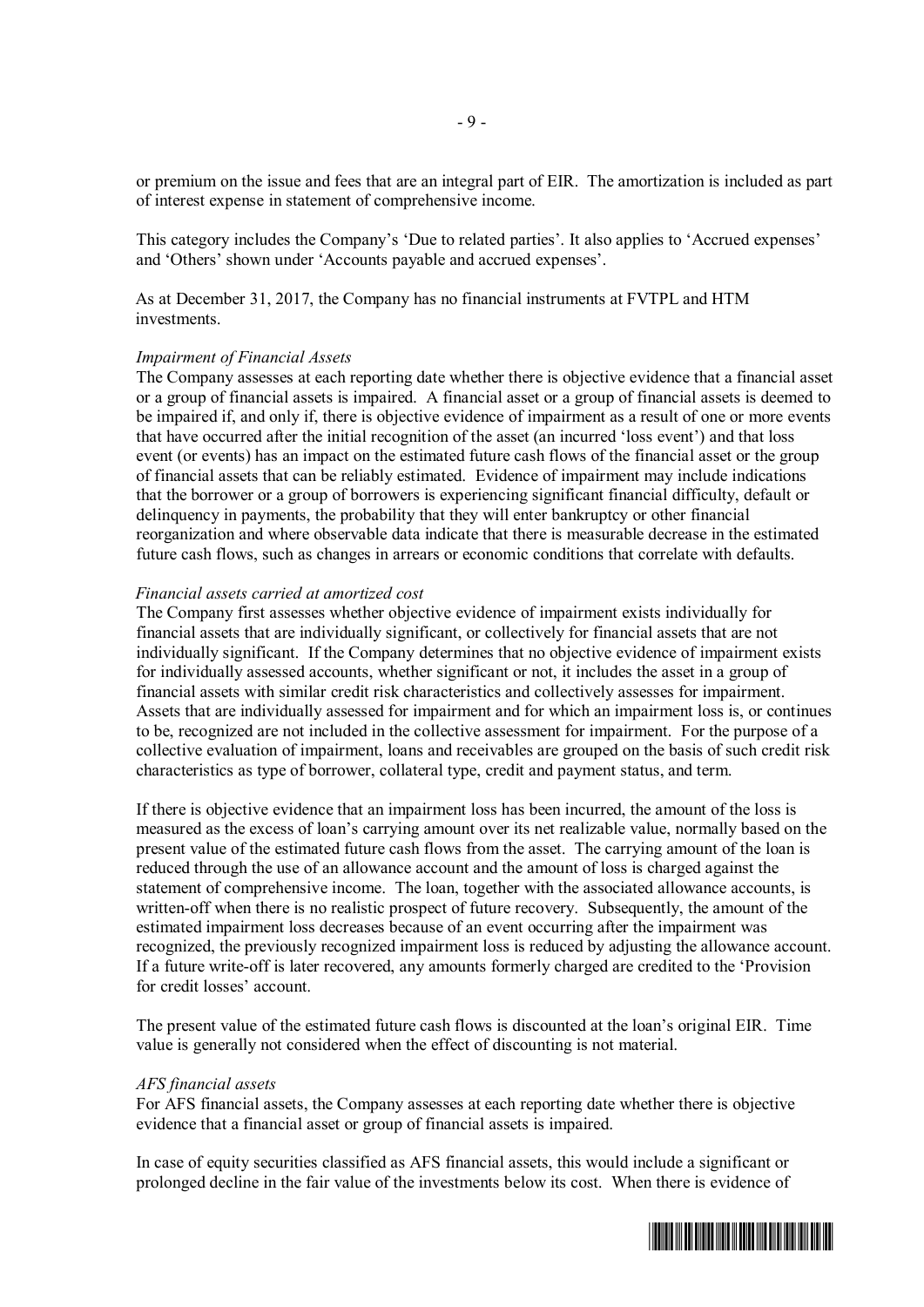or premium on the issue and fees that are an integral part of EIR. The amortization is included as part of interest expense in statement of comprehensive income.

This category includes the Company's 'Due to related parties'. It also applies to 'Accrued expenses' and 'Others' shown under 'Accounts payable and accrued expenses'.

As at December 31, 2017, the Company has no financial instruments at FVTPL and HTM investments.

*Impairment of Financial Assets*
The Company assesses at each reporting date whether there is objective evidence that a financial asset or a group of financial assets is impaired. A financial asset or a group of financial assets is deemed to be impaired if, and only if, there is objective evidence of impairment as a result of one or more events that have occurred after the initial recognition of the asset (an incurred 'loss event') and that loss event (or events) has an impact on the estimated future cash flows of the financial asset or the group of financial assets that can be reliably estimated. Evidence of impairment may include indications that the borrower or a group of borrowers is experiencing significant financial difficulty, default or delinquency in payments, the probability that they will enter bankruptcy or other financial reorganization and where observable data indicate that there is measurable decrease in the estimated future cash flows, such as changes in arrears or economic conditions that correlate with defaults.

*Financial assets carried at amortized cost*
The Company first assesses whether objective evidence of impairment exists individually for financial assets that are individually significant, or collectively for financial assets that are not individually significant. If the Company determines that no objective evidence of impairment exists for individually assessed accounts, whether significant or not, it includes the asset in a group of financial assets with similar credit risk characteristics and collectively assesses for impairment. Assets that are individually assessed for impairment and for which an impairment loss is, or continues to be, recognized are not included in the collective assessment for impairment. For the purpose of a collective evaluation of impairment, loans and receivables are grouped on the basis of such credit risk characteristics as type of borrower, collateral type, credit and payment status, and term.

If there is objective evidence that an impairment loss has been incurred, the amount of the loss is measured as the excess of loan's carrying amount over its net realizable value, normally based on the present value of the estimated future cash flows from the asset. The carrying amount of the loan is reduced through the use of an allowance account and the amount of loss is charged against the statement of comprehensive income. The loan, together with the associated allowance accounts, is written-off when there is no realistic prospect of future recovery. Subsequently, the amount of the estimated impairment loss decreases because of an event occurring after the impairment was recognized, the previously recognized impairment loss is reduced by adjusting the allowance account. If a future write-off is later recovered, any amounts formerly charged are credited to the 'Provision for credit losses' account.

The present value of the estimated future cash flows is discounted at the loan's original EIR. Time value is generally not considered when the effect of discounting is not material.

*AFS financial assets*
For AFS financial assets, the Company assesses at each reporting date whether there is objective evidence that a financial asset or group of financial assets is impaired.

In case of equity securities classified as AFS financial assets, this would include a significant or prolonged decline in the fair value of the investments below its cost. When there is evidence of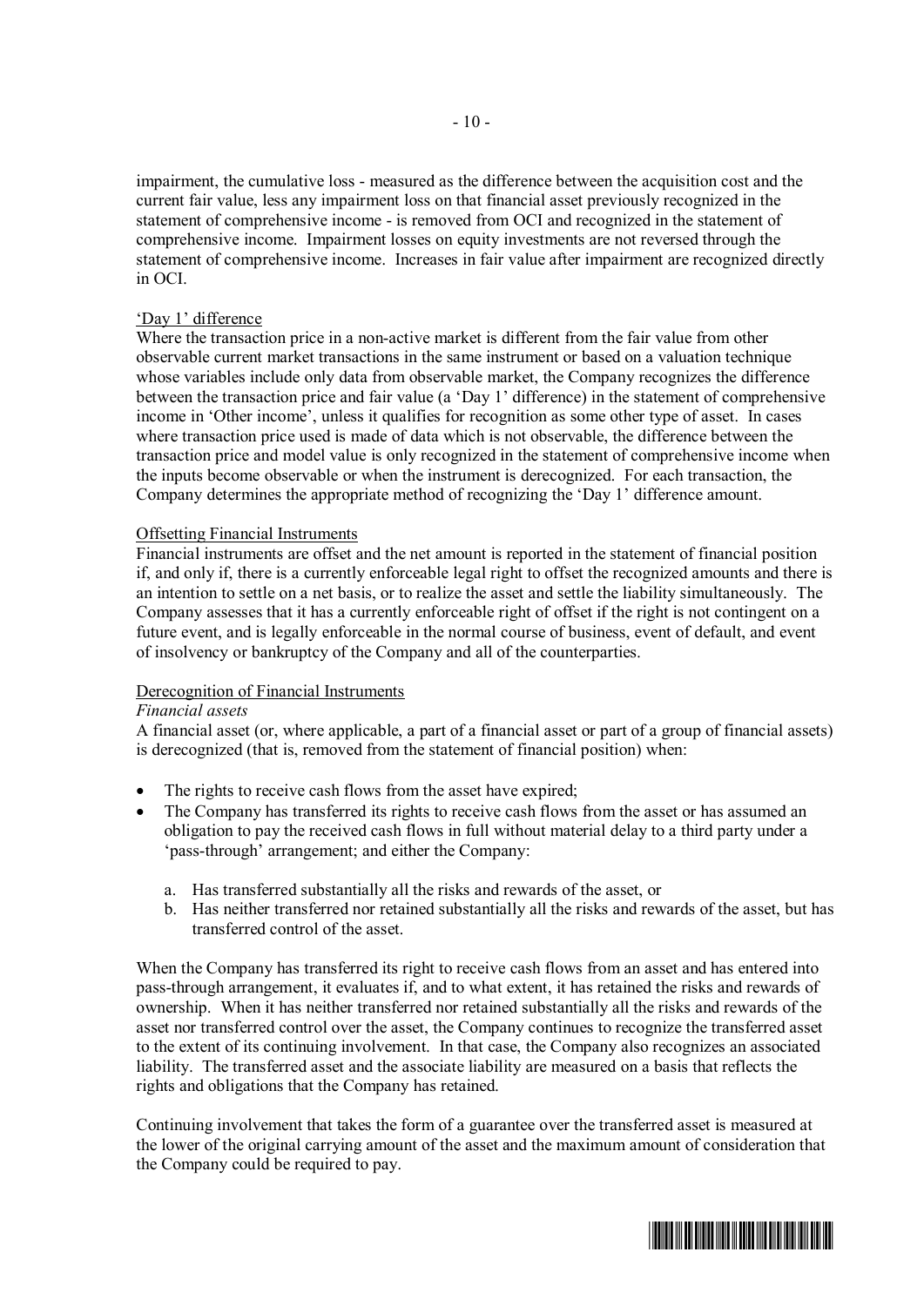impairment, the cumulative loss - measured as the difference between the acquisition cost and the current fair value, less any impairment loss on that financial asset previously recognized in the statement of comprehensive income - is removed from OCI and recognized in the statement of comprehensive income. Impairment losses on equity investments are not reversed through the statement of comprehensive income. Increases in fair value after impairment are recognized directly in OCI.

'Day 1' difference

Where the transaction price in a non-active market is different from the fair value from other observable current market transactions in the same instrument or based on a valuation technique whose variables include only data from observable market, the Company recognizes the difference between the transaction price and fair value (a 'Day 1' difference) in the statement of comprehensive income in 'Other income', unless it qualifies for recognition as some other type of asset. In cases where transaction price used is made of data which is not observable, the difference between the transaction price and model value is only recognized in the statement of comprehensive income when the inputs become observable or when the instrument is derecognized. For each transaction, the Company determines the appropriate method of recognizing the 'Day 1' difference amount.

Offsetting Financial Instruments

Financial instruments are offset and the net amount is reported in the statement of financial position if, and only if, there is a currently enforceable legal right to offset the recognized amounts and there is an intention to settle on a net basis, or to realize the asset and settle the liability simultaneously. The Company assesses that it has a currently enforceable right of offset if the right is not contingent on a future event, and is legally enforceable in the normal course of business, event of default, and event of insolvency or bankruptcy of the Company and all of the counterparties.

Derecognition of Financial Instruments

*Financial assets*

A financial asset (or, where applicable, a part of a financial asset or part of a group of financial assets) is derecognized (that is, removed from the statement of financial position) when:

- The rights to receive cash flows from the asset have expired;
- The Company has transferred its rights to receive cash flows from the asset or has assumed an obligation to pay the received cash flows in full without material delay to a third party under a 'pass-through' arrangement; and either the Company:
  a. Has transferred substantially all the risks and rewards of the asset, or
  b. Has neither transferred nor retained substantially all the risks and rewards of the asset, but has transferred control of the asset.

When the Company has transferred its right to receive cash flows from an asset and has entered into pass-through arrangement, it evaluates if, and to what extent, it has retained the risks and rewards of ownership. When it has neither transferred nor retained substantially all the risks and rewards of the asset nor transferred control over the asset, the Company continues to recognize the transferred asset to the extent of its continuing involvement. In that case, the Company also recognizes an associated liability. The transferred asset and the associate liability are measured on a basis that reflects the rights and obligations that the Company has retained.

Continuing involvement that takes the form of a guarantee over the transferred asset is measured at the lower of the original carrying amount of the asset and the maximum amount of consideration that the Company could be required to pay.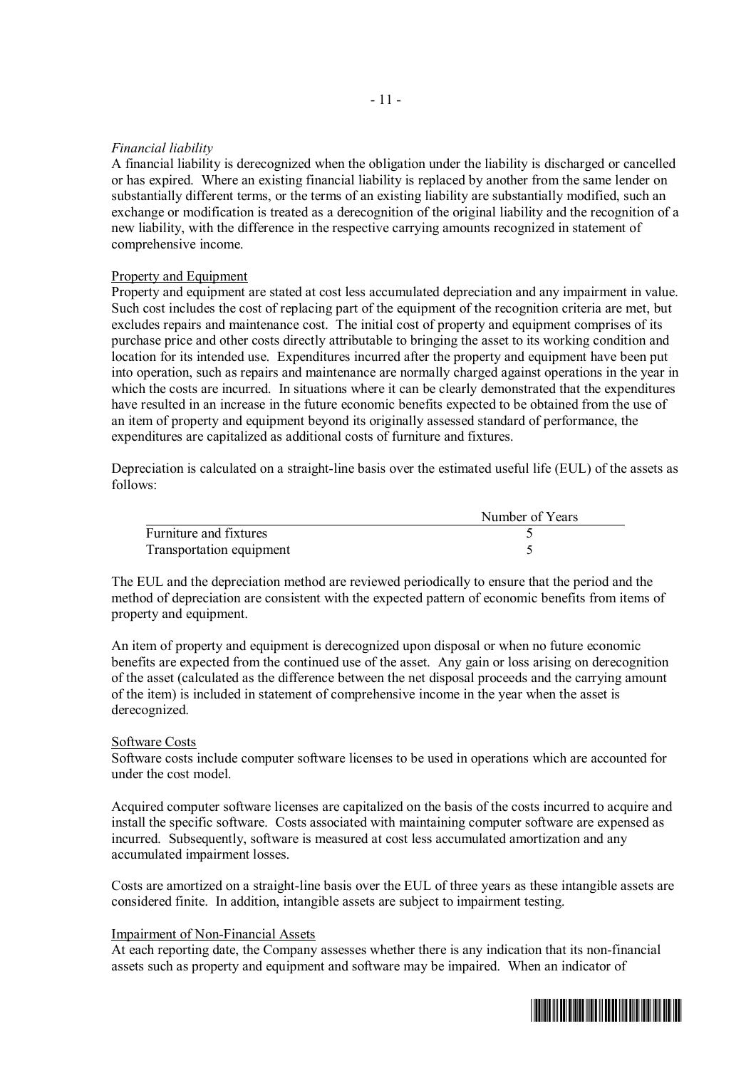*Financial liability*
A financial liability is derecognized when the obligation under the liability is discharged or cancelled or has expired. Where an existing financial liability is replaced by another from the same lender on substantially different terms, or the terms of an existing liability are substantially modified, such an exchange or modification is treated as a derecognition of the original liability and the recognition of a new liability, with the difference in the respective carrying amounts recognized in statement of comprehensive income.

Property and Equipment
Property and equipment are stated at cost less accumulated depreciation and any impairment in value. Such cost includes the cost of replacing part of the equipment of the recognition criteria are met, but excludes repairs and maintenance cost. The initial cost of property and equipment comprises of its purchase price and other costs directly attributable to bringing the asset to its working condition and location for its intended use. Expenditures incurred after the property and equipment have been put into operation, such as repairs and maintenance are normally charged against operations in the year in which the costs are incurred. In situations where it can be clearly demonstrated that the expenditures have resulted in an increase in the future economic benefits expected to be obtained from the use of an item of property and equipment beyond its originally assessed standard of performance, the expenditures are capitalized as additional costs of furniture and fixtures.

Depreciation is calculated on a straight-line basis over the estimated useful life (EUL) of the assets as follows:

| | Number of Years |
|---|---|
| Furniture and fixtures | 5 |
| Transportation equipment | 5 |

The EUL and the depreciation method are reviewed periodically to ensure that the period and the method of depreciation are consistent with the expected pattern of economic benefits from items of property and equipment.

An item of property and equipment is derecognized upon disposal or when no future economic benefits are expected from the continued use of the asset. Any gain or loss arising on derecognition of the asset (calculated as the difference between the net disposal proceeds and the carrying amount of the item) is included in statement of comprehensive income in the year when the asset is derecognized.

Software Costs
Software costs include computer software licenses to be used in operations which are accounted for under the cost model.

Acquired computer software licenses are capitalized on the basis of the costs incurred to acquire and install the specific software. Costs associated with maintaining computer software are expensed as incurred. Subsequently, software is measured at cost less accumulated amortization and any accumulated impairment losses.

Costs are amortized on a straight-line basis over the EUL of three years as these intangible assets are considered finite. In addition, intangible assets are subject to impairment testing.

Impairment of Non-Financial Assets
At each reporting date, the Company assesses whether there is any indication that its non-financial assets such as property and equipment and software may be impaired. When an indicator of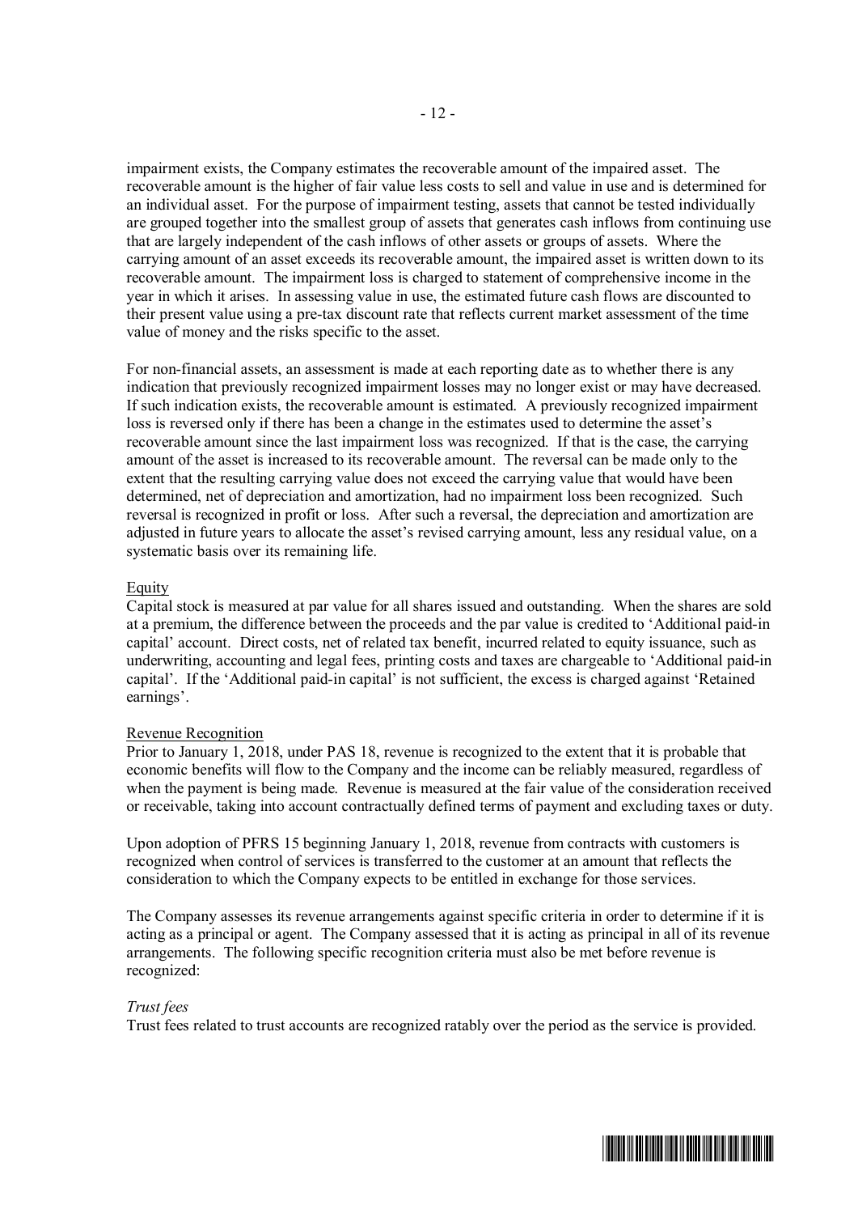impairment exists, the Company estimates the recoverable amount of the impaired asset. The recoverable amount is the higher of fair value less costs to sell and value in use and is determined for an individual asset. For the purpose of impairment testing, assets that cannot be tested individually are grouped together into the smallest group of assets that generates cash inflows from continuing use that are largely independent of the cash inflows of other assets or groups of assets. Where the carrying amount of an asset exceeds its recoverable amount, the impaired asset is written down to its recoverable amount. The impairment loss is charged to statement of comprehensive income in the year in which it arises. In assessing value in use, the estimated future cash flows are discounted to their present value using a pre-tax discount rate that reflects current market assessment of the time value of money and the risks specific to the asset.

For non-financial assets, an assessment is made at each reporting date as to whether there is any indication that previously recognized impairment losses may no longer exist or may have decreased. If such indication exists, the recoverable amount is estimated. A previously recognized impairment loss is reversed only if there has been a change in the estimates used to determine the asset's recoverable amount since the last impairment loss was recognized. If that is the case, the carrying amount of the asset is increased to its recoverable amount. The reversal can be made only to the extent that the resulting carrying value does not exceed the carrying value that would have been determined, net of depreciation and amortization, had no impairment loss been recognized. Such reversal is recognized in profit or loss. After such a reversal, the depreciation and amortization are adjusted in future years to allocate the asset's revised carrying amount, less any residual value, on a systematic basis over its remaining life.

Equity

Capital stock is measured at par value for all shares issued and outstanding. When the shares are sold at a premium, the difference between the proceeds and the par value is credited to 'Additional paid-in capital' account. Direct costs, net of related tax benefit, incurred related to equity issuance, such as underwriting, accounting and legal fees, printing costs and taxes are chargeable to 'Additional paid-in capital'. If the 'Additional paid-in capital' is not sufficient, the excess is charged against 'Retained earnings'.

Revenue Recognition

Prior to January 1, 2018, under PAS 18, revenue is recognized to the extent that it is probable that economic benefits will flow to the Company and the income can be reliably measured, regardless of when the payment is being made. Revenue is measured at the fair value of the consideration received or receivable, taking into account contractually defined terms of payment and excluding taxes or duty.

Upon adoption of PFRS 15 beginning January 1, 2018, revenue from contracts with customers is recognized when control of services is transferred to the customer at an amount that reflects the consideration to which the Company expects to be entitled in exchange for those services.

The Company assesses its revenue arrangements against specific criteria in order to determine if it is acting as a principal or agent. The Company assessed that it is acting as principal in all of its revenue arrangements. The following specific recognition criteria must also be met before revenue is recognized:

*Trust fees*

Trust fees related to trust accounts are recognized ratably over the period as the service is provided.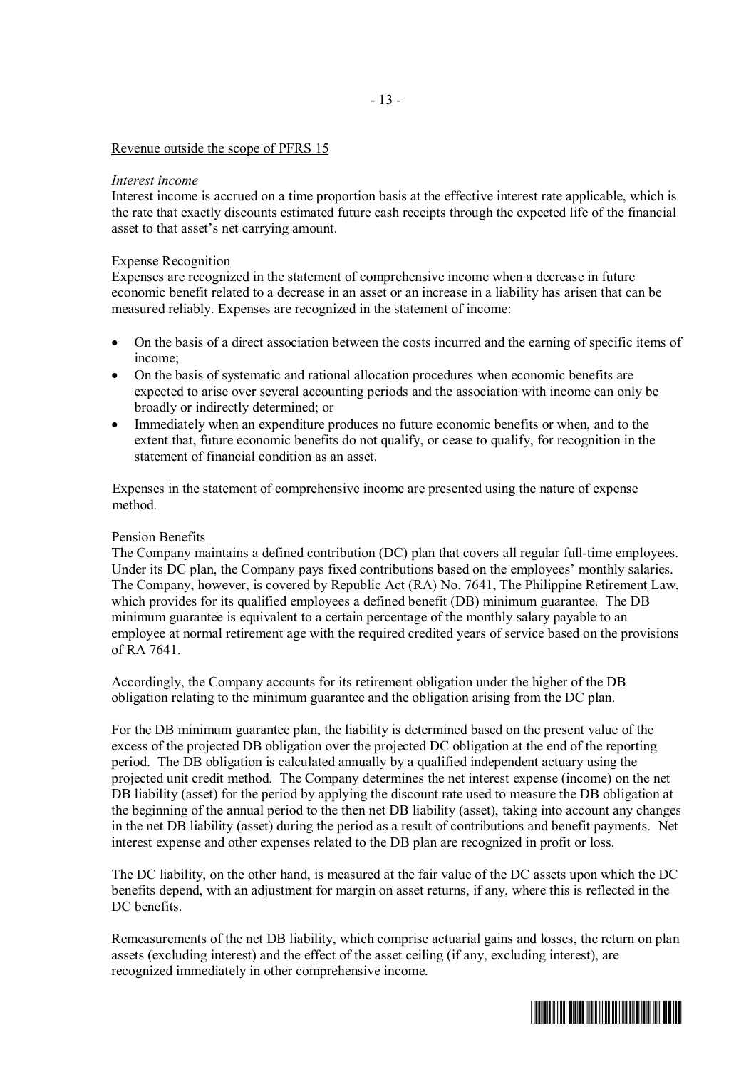Revenue outside the scope of PFRS 15

*Interest income*
Interest income is accrued on a time proportion basis at the effective interest rate applicable, which is the rate that exactly discounts estimated future cash receipts through the expected life of the financial asset to that asset's net carrying amount.

Expense Recognition
Expenses are recognized in the statement of comprehensive income when a decrease in future economic benefit related to a decrease in an asset or an increase in a liability has arisen that can be measured reliably. Expenses are recognized in the statement of income:

- On the basis of a direct association between the costs incurred and the earning of specific items of income;
- On the basis of systematic and rational allocation procedures when economic benefits are expected to arise over several accounting periods and the association with income can only be broadly or indirectly determined; or
- Immediately when an expenditure produces no future economic benefits or when, and to the extent that, future economic benefits do not qualify, or cease to qualify, for recognition in the statement of financial condition as an asset.

Expenses in the statement of comprehensive income are presented using the nature of expense method.

Pension Benefits
The Company maintains a defined contribution (DC) plan that covers all regular full-time employees. Under its DC plan, the Company pays fixed contributions based on the employees' monthly salaries. The Company, however, is covered by Republic Act (RA) No. 7641, The Philippine Retirement Law, which provides for its qualified employees a defined benefit (DB) minimum guarantee. The DB minimum guarantee is equivalent to a certain percentage of the monthly salary payable to an employee at normal retirement age with the required credited years of service based on the provisions of RA 7641.

Accordingly, the Company accounts for its retirement obligation under the higher of the DB obligation relating to the minimum guarantee and the obligation arising from the DC plan.

For the DB minimum guarantee plan, the liability is determined based on the present value of the excess of the projected DB obligation over the projected DC obligation at the end of the reporting period. The DB obligation is calculated annually by a qualified independent actuary using the projected unit credit method. The Company determines the net interest expense (income) on the net DB liability (asset) for the period by applying the discount rate used to measure the DB obligation at the beginning of the annual period to the then net DB liability (asset), taking into account any changes in the net DB liability (asset) during the period as a result of contributions and benefit payments. Net interest expense and other expenses related to the DB plan are recognized in profit or loss.

The DC liability, on the other hand, is measured at the fair value of the DC assets upon which the DC benefits depend, with an adjustment for margin on asset returns, if any, where this is reflected in the DC benefits.

Remeasurements of the net DB liability, which comprise actuarial gains and losses, the return on plan assets (excluding interest) and the effect of the asset ceiling (if any, excluding interest), are recognized immediately in other comprehensive income.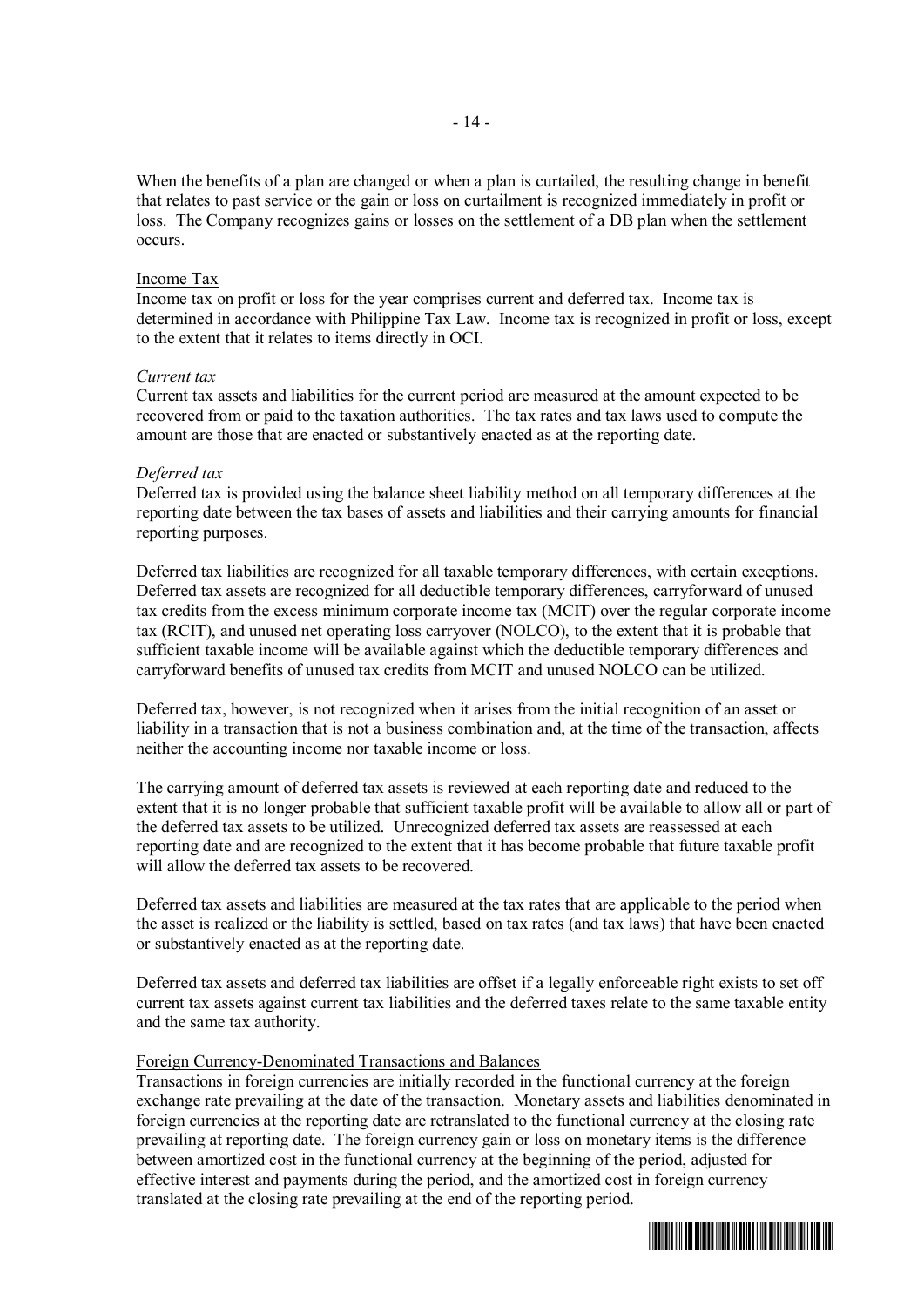When the benefits of a plan are changed or when a plan is curtailed, the resulting change in benefit that relates to past service or the gain or loss on curtailment is recognized immediately in profit or loss. The Company recognizes gains or losses on the settlement of a DB plan when the settlement occurs.

## Income Tax

Income tax on profit or loss for the year comprises current and deferred tax. Income tax is determined in accordance with Philippine Tax Law. Income tax is recognized in profit or loss, except to the extent that it relates to items directly in OCI.

*Current tax*

Current tax assets and liabilities for the current period are measured at the amount expected to be recovered from or paid to the taxation authorities. The tax rates and tax laws used to compute the amount are those that are enacted or substantively enacted as at the reporting date.

*Deferred tax*

Deferred tax is provided using the balance sheet liability method on all temporary differences at the reporting date between the tax bases of assets and liabilities and their carrying amounts for financial reporting purposes.

Deferred tax liabilities are recognized for all taxable temporary differences, with certain exceptions. Deferred tax assets are recognized for all deductible temporary differences, carryforward of unused tax credits from the excess minimum corporate income tax (MCIT) over the regular corporate income tax (RCIT), and unused net operating loss carryover (NOLCO), to the extent that it is probable that sufficient taxable income will be available against which the deductible temporary differences and carryforward benefits of unused tax credits from MCIT and unused NOLCO can be utilized.

Deferred tax, however, is not recognized when it arises from the initial recognition of an asset or liability in a transaction that is not a business combination and, at the time of the transaction, affects neither the accounting income nor taxable income or loss.

The carrying amount of deferred tax assets is reviewed at each reporting date and reduced to the extent that it is no longer probable that sufficient taxable profit will be available to allow all or part of the deferred tax assets to be utilized. Unrecognized deferred tax assets are reassessed at each reporting date and are recognized to the extent that it has become probable that future taxable profit will allow the deferred tax assets to be recovered.

Deferred tax assets and liabilities are measured at the tax rates that are applicable to the period when the asset is realized or the liability is settled, based on tax rates (and tax laws) that have been enacted or substantively enacted as at the reporting date.

Deferred tax assets and deferred tax liabilities are offset if a legally enforceable right exists to set off current tax assets against current tax liabilities and the deferred taxes relate to the same taxable entity and the same tax authority.

## Foreign Currency-Denominated Transactions and Balances

Transactions in foreign currencies are initially recorded in the functional currency at the foreign exchange rate prevailing at the date of the transaction. Monetary assets and liabilities denominated in foreign currencies at the reporting date are retranslated to the functional currency at the closing rate prevailing at reporting date. The foreign currency gain or loss on monetary items is the difference between amortized cost in the functional currency at the beginning of the period, adjusted for effective interest and payments during the period, and the amortized cost in foreign currency translated at the closing rate prevailing at the end of the reporting period.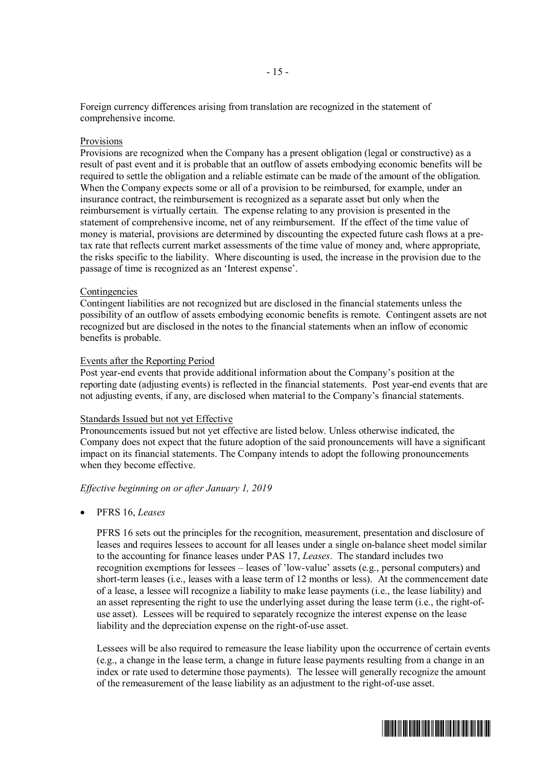Foreign currency differences arising from translation are recognized in the statement of comprehensive income.

Provisions

Provisions are recognized when the Company has a present obligation (legal or constructive) as a result of past event and it is probable that an outflow of assets embodying economic benefits will be required to settle the obligation and a reliable estimate can be made of the amount of the obligation. When the Company expects some or all of a provision to be reimbursed, for example, under an insurance contract, the reimbursement is recognized as a separate asset but only when the reimbursement is virtually certain. The expense relating to any provision is presented in the statement of comprehensive income, net of any reimbursement. If the effect of the time value of money is material, provisions are determined by discounting the expected future cash flows at a pre-tax rate that reflects current market assessments of the time value of money and, where appropriate, the risks specific to the liability. Where discounting is used, the increase in the provision due to the passage of time is recognized as an 'Interest expense'.

Contingencies

Contingent liabilities are not recognized but are disclosed in the financial statements unless the possibility of an outflow of assets embodying economic benefits is remote. Contingent assets are not recognized but are disclosed in the notes to the financial statements when an inflow of economic benefits is probable.

Events after the Reporting Period

Post year-end events that provide additional information about the Company's position at the reporting date (adjusting events) is reflected in the financial statements. Post year-end events that are not adjusting events, if any, are disclosed when material to the Company's financial statements.

Standards Issued but not yet Effective

Pronouncements issued but not yet effective are listed below. Unless otherwise indicated, the Company does not expect that the future adoption of the said pronouncements will have a significant impact on its financial statements. The Company intends to adopt the following pronouncements when they become effective.

*Effective beginning on or after January 1, 2019*

- PFRS 16, *Leases*

  PFRS 16 sets out the principles for the recognition, measurement, presentation and disclosure of leases and requires lessees to account for all leases under a single on-balance sheet model similar to the accounting for finance leases under PAS 17, *Leases*. The standard includes two recognition exemptions for lessees – leases of 'low-value' assets (e.g., personal computers) and short-term leases (i.e., leases with a lease term of 12 months or less). At the commencement date of a lease, a lessee will recognize a liability to make lease payments (i.e., the lease liability) and an asset representing the right to use the underlying asset during the lease term (i.e., the right-of-use asset). Lessees will be required to separately recognize the interest expense on the lease liability and the depreciation expense on the right-of-use asset.

  Lessees will be also required to remeasure the lease liability upon the occurrence of certain events (e.g., a change in the lease term, a change in future lease payments resulting from a change in an index or rate used to determine those payments). The lessee will generally recognize the amount of the remeasurement of the lease liability as an adjustment to the right-of-use asset.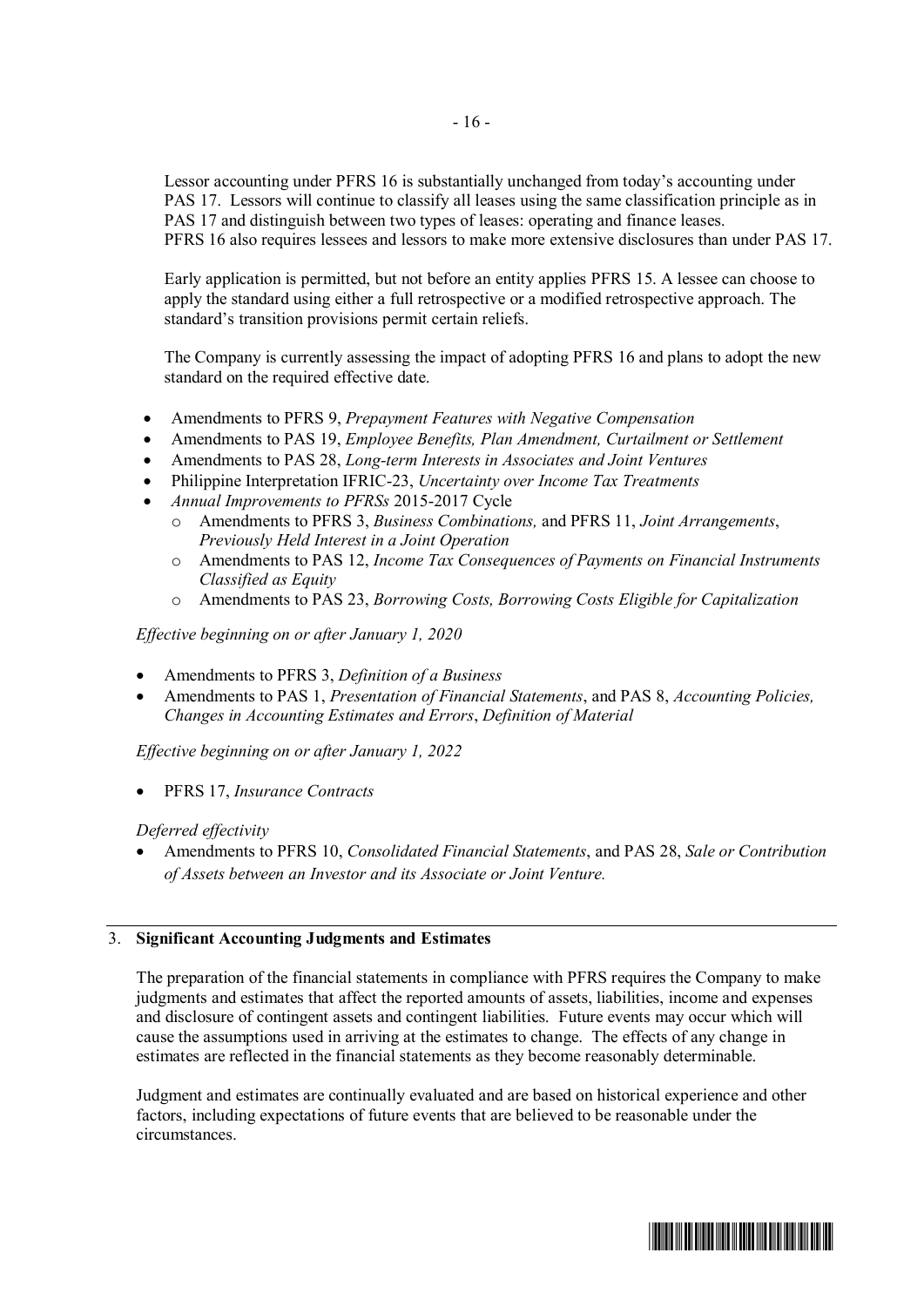Lessor accounting under PFRS 16 is substantially unchanged from today's accounting under PAS 17. Lessors will continue to classify all leases using the same classification principle as in PAS 17 and distinguish between two types of leases: operating and finance leases. PFRS 16 also requires lessees and lessors to make more extensive disclosures than under PAS 17.

Early application is permitted, but not before an entity applies PFRS 15. A lessee can choose to apply the standard using either a full retrospective or a modified retrospective approach. The standard's transition provisions permit certain reliefs.

The Company is currently assessing the impact of adopting PFRS 16 and plans to adopt the new standard on the required effective date.

- Amendments to PFRS 9, *Prepayment Features with Negative Compensation*
- Amendments to PAS 19, *Employee Benefits, Plan Amendment, Curtailment or Settlement*
- Amendments to PAS 28, *Long-term Interests in Associates and Joint Ventures*
- Philippine Interpretation IFRIC-23, *Uncertainty over Income Tax Treatments*
- *Annual Improvements to PFRSs* 2015-2017 Cycle
  - Amendments to PFRS 3, *Business Combinations,* and PFRS 11, *Joint Arrangements*, *Previously Held Interest in a Joint Operation*
  - Amendments to PAS 12, *Income Tax Consequences of Payments on Financial Instruments Classified as Equity*
  - Amendments to PAS 23, *Borrowing Costs, Borrowing Costs Eligible for Capitalization*

*Effective beginning on or after January 1, 2020*

- Amendments to PFRS 3, *Definition of a Business*
- Amendments to PAS 1, *Presentation of Financial Statements*, and PAS 8, *Accounting Policies, Changes in Accounting Estimates and Errors*, *Definition of Material*

*Effective beginning on or after January 1, 2022*

- PFRS 17, *Insurance Contracts*

*Deferred effectivity*

- Amendments to PFRS 10, *Consolidated Financial Statements*, and PAS 28, *Sale or Contribution of Assets between an Investor and its Associate or Joint Venture.*

## 3. **Significant Accounting Judgments and Estimates**

The preparation of the financial statements in compliance with PFRS requires the Company to make judgments and estimates that affect the reported amounts of assets, liabilities, income and expenses and disclosure of contingent assets and contingent liabilities. Future events may occur which will cause the assumptions used in arriving at the estimates to change. The effects of any change in estimates are reflected in the financial statements as they become reasonably determinable.

Judgment and estimates are continually evaluated and are based on historical experience and other factors, including expectations of future events that are believed to be reasonable under the circumstances.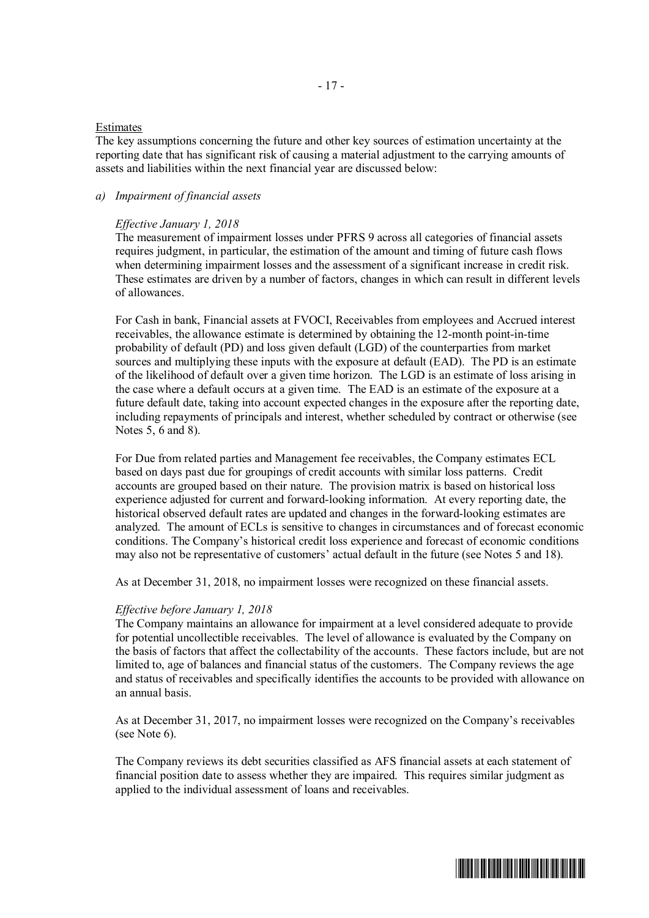Estimates

The key assumptions concerning the future and other key sources of estimation uncertainty at the reporting date that has significant risk of causing a material adjustment to the carrying amounts of assets and liabilities within the next financial year are discussed below:

*a) Impairment of financial assets*

*Effective January 1, 2018*

The measurement of impairment losses under PFRS 9 across all categories of financial assets requires judgment, in particular, the estimation of the amount and timing of future cash flows when determining impairment losses and the assessment of a significant increase in credit risk. These estimates are driven by a number of factors, changes in which can result in different levels of allowances.

For Cash in bank, Financial assets at FVOCI, Receivables from employees and Accrued interest receivables, the allowance estimate is determined by obtaining the 12-month point-in-time probability of default (PD) and loss given default (LGD) of the counterparties from market sources and multiplying these inputs with the exposure at default (EAD). The PD is an estimate of the likelihood of default over a given time horizon. The LGD is an estimate of loss arising in the case where a default occurs at a given time. The EAD is an estimate of the exposure at a future default date, taking into account expected changes in the exposure after the reporting date, including repayments of principals and interest, whether scheduled by contract or otherwise (see Notes 5, 6 and 8).

For Due from related parties and Management fee receivables, the Company estimates ECL based on days past due for groupings of credit accounts with similar loss patterns. Credit accounts are grouped based on their nature. The provision matrix is based on historical loss experience adjusted for current and forward-looking information. At every reporting date, the historical observed default rates are updated and changes in the forward-looking estimates are analyzed. The amount of ECLs is sensitive to changes in circumstances and of forecast economic conditions. The Company's historical credit loss experience and forecast of economic conditions may also not be representative of customers' actual default in the future (see Notes 5 and 18).

As at December 31, 2018, no impairment losses were recognized on these financial assets.

*Effective before January 1, 2018*

The Company maintains an allowance for impairment at a level considered adequate to provide for potential uncollectible receivables. The level of allowance is evaluated by the Company on the basis of factors that affect the collectability of the accounts. These factors include, but are not limited to, age of balances and financial status of the customers. The Company reviews the age and status of receivables and specifically identifies the accounts to be provided with allowance on an annual basis.

As at December 31, 2017, no impairment losses were recognized on the Company's receivables (see Note 6).

The Company reviews its debt securities classified as AFS financial assets at each statement of financial position date to assess whether they are impaired. This requires similar judgment as applied to the individual assessment of loans and receivables.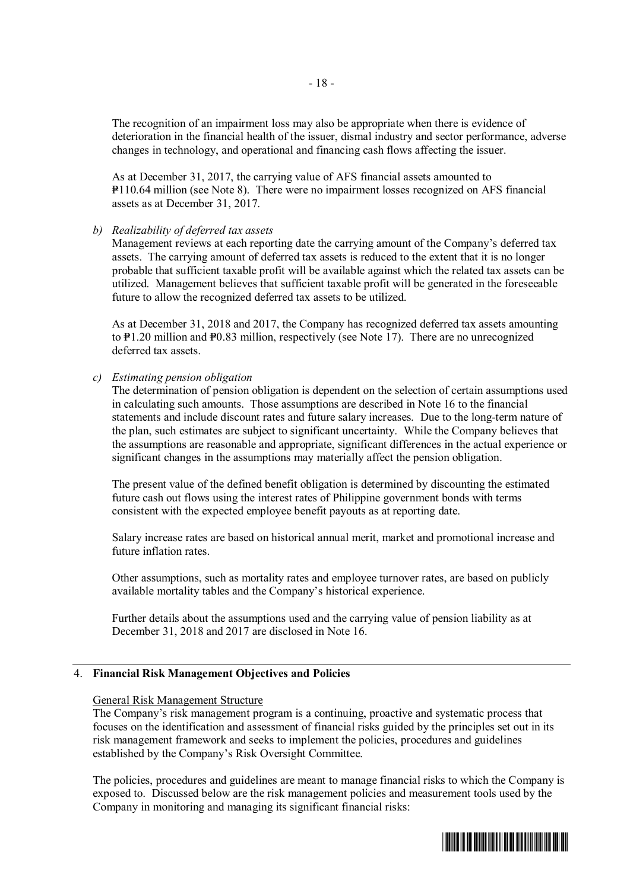The recognition of an impairment loss may also be appropriate when there is evidence of deterioration in the financial health of the issuer, dismal industry and sector performance, adverse changes in technology, and operational and financing cash flows affecting the issuer.

As at December 31, 2017, the carrying value of AFS financial assets amounted to ₱110.64 million (see Note 8). There were no impairment losses recognized on AFS financial assets as at December 31, 2017.

*b) Realizability of deferred tax assets*

Management reviews at each reporting date the carrying amount of the Company's deferred tax assets. The carrying amount of deferred tax assets is reduced to the extent that it is no longer probable that sufficient taxable profit will be available against which the related tax assets can be utilized. Management believes that sufficient taxable profit will be generated in the foreseeable future to allow the recognized deferred tax assets to be utilized.

As at December 31, 2018 and 2017, the Company has recognized deferred tax assets amounting to ₱1.20 million and ₱0.83 million, respectively (see Note 17). There are no unrecognized deferred tax assets.

*c) Estimating pension obligation*

The determination of pension obligation is dependent on the selection of certain assumptions used in calculating such amounts. Those assumptions are described in Note 16 to the financial statements and include discount rates and future salary increases. Due to the long-term nature of the plan, such estimates are subject to significant uncertainty. While the Company believes that the assumptions are reasonable and appropriate, significant differences in the actual experience or significant changes in the assumptions may materially affect the pension obligation.

The present value of the defined benefit obligation is determined by discounting the estimated future cash out flows using the interest rates of Philippine government bonds with terms consistent with the expected employee benefit payouts as at reporting date.

Salary increase rates are based on historical annual merit, market and promotional increase and future inflation rates.

Other assumptions, such as mortality rates and employee turnover rates, are based on publicly available mortality tables and the Company's historical experience.

Further details about the assumptions used and the carrying value of pension liability as at December 31, 2018 and 2017 are disclosed in Note 16.

## 4. Financial Risk Management Objectives and Policies

General Risk Management Structure

The Company's risk management program is a continuing, proactive and systematic process that focuses on the identification and assessment of financial risks guided by the principles set out in its risk management framework and seeks to implement the policies, procedures and guidelines established by the Company's Risk Oversight Committee.

The policies, procedures and guidelines are meant to manage financial risks to which the Company is exposed to. Discussed below are the risk management policies and measurement tools used by the Company in monitoring and managing its significant financial risks: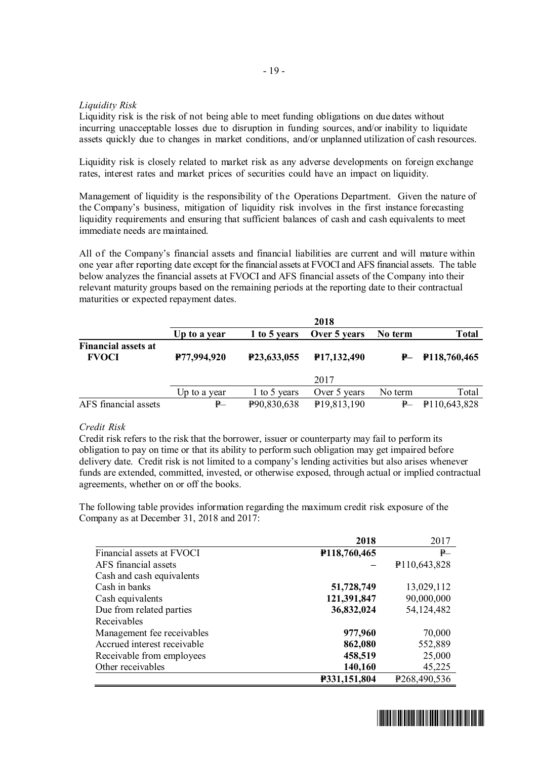*Liquidity Risk*
Liquidity risk is the risk of not being able to meet funding obligations on due dates without incurring unacceptable losses due to disruption in funding sources, and/or inability to liquidate assets quickly due to changes in market conditions, and/or unplanned utilization of cash resources.

Liquidity risk is closely related to market risk as any adverse developments on foreign exchange rates, interest rates and market prices of securities could have an impact on liquidity.

Management of liquidity is the responsibility of the Operations Department. Given the nature of the Company's business, mitigation of liquidity risk involves in the first instance forecasting liquidity requirements and ensuring that sufficient balances of cash and cash equivalents to meet immediate needs are maintained.

All of the Company's financial assets and financial liabilities are current and will mature within one year after reporting date except for the financial assets at FVOCI and AFS financial assets. The table below analyzes the financial assets at FVOCI and AFS financial assets of the Company into their relevant maturity groups based on the remaining periods at the reporting date to their contractual maturities or expected repayment dates.

| | | | **2018** | | |
|---|---|---|---|---|---|
| | **Up to a year** | **1 to 5 years** | **Over 5 years** | **No term** | **Total** |
| **Financial assets at FVOCI** | **₱77,994,920** | **₱23,633,055** | **₱17,132,490** | **₱–** | **₱118,760,465** |
| | | | 2017 | | |
| | Up to a year | 1 to 5 years | Over 5 years | No term | Total |
| AFS financial assets | ₱– | ₱90,830,638 | ₱19,813,190 | ₱– | ₱110,643,828 |

*Credit Risk*
Credit risk refers to the risk that the borrower, issuer or counterparty may fail to perform its obligation to pay on time or that its ability to perform such obligation may get impaired before delivery date. Credit risk is not limited to a company's lending activities but also arises whenever funds are extended, committed, invested, or otherwise exposed, through actual or implied contractual agreements, whether on or off the books.

The following table provides information regarding the maximum credit risk exposure of the Company as at December 31, 2018 and 2017:

| | **2018** | 2017 |
|---|---|---|
| Financial assets at FVOCI | **₱118,760,465** | ₱– |
| AFS financial assets | – | ₱110,643,828 |
| Cash and cash equivalents | | |
| Cash in banks | **51,728,749** | 13,029,112 |
| Cash equivalents | **121,391,847** | 90,000,000 |
| Due from related parties | **36,832,024** | 54,124,482 |
| Receivables | | |
| Management fee receivables | **977,960** | 70,000 |
| Accrued interest receivable | **862,080** | 552,889 |
| Receivable from employees | **458,519** | 25,000 |
| Other receivables | **140,160** | 45,225 |
| | **₱331,151,804** | ₱268,490,536 |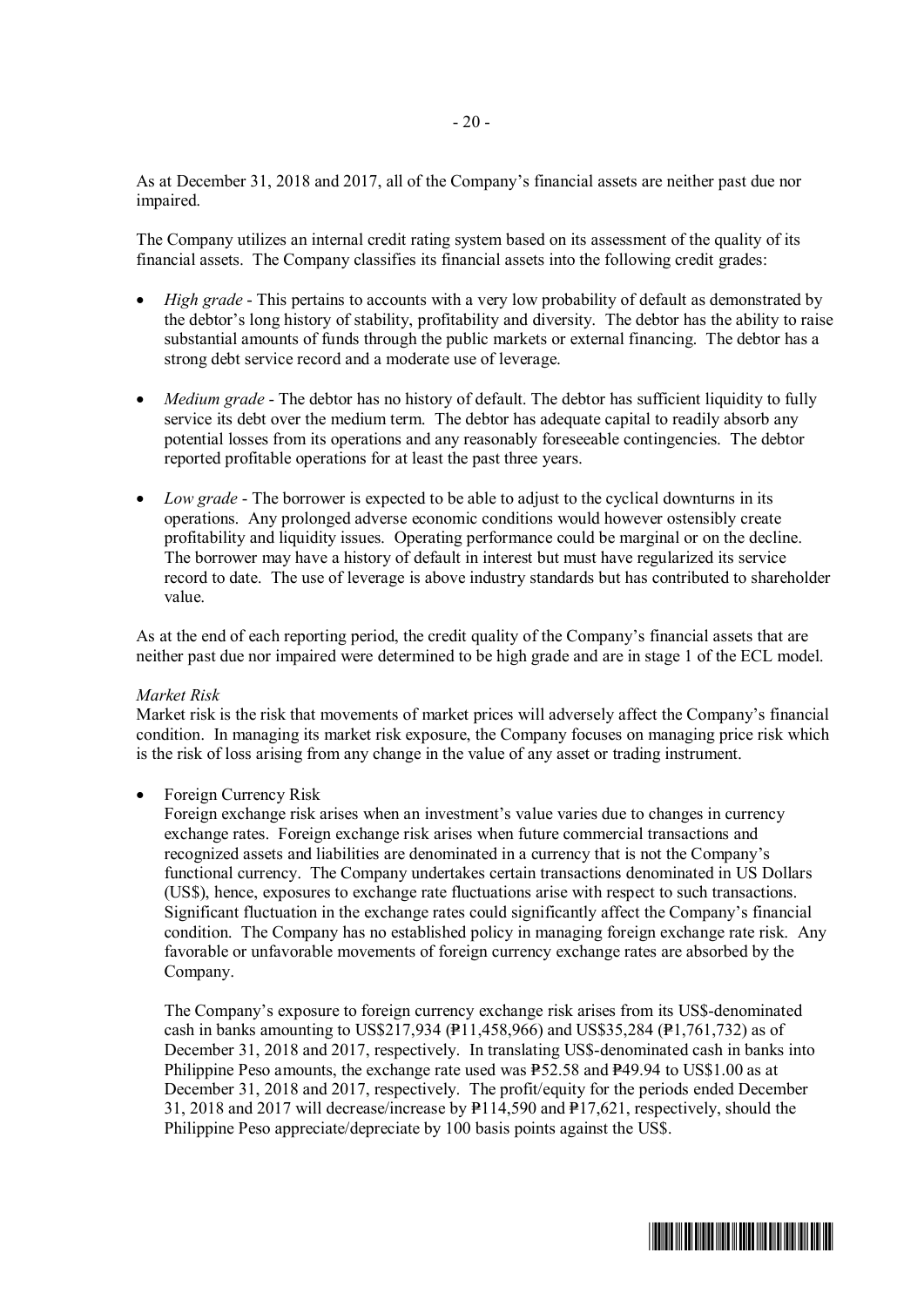As at December 31, 2018 and 2017, all of the Company's financial assets are neither past due nor impaired.

The Company utilizes an internal credit rating system based on its assessment of the quality of its financial assets. The Company classifies its financial assets into the following credit grades:

- *High grade* - This pertains to accounts with a very low probability of default as demonstrated by the debtor's long history of stability, profitability and diversity. The debtor has the ability to raise substantial amounts of funds through the public markets or external financing. The debtor has a strong debt service record and a moderate use of leverage.
- *Medium grade* - The debtor has no history of default. The debtor has sufficient liquidity to fully service its debt over the medium term. The debtor has adequate capital to readily absorb any potential losses from its operations and any reasonably foreseeable contingencies. The debtor reported profitable operations for at least the past three years.
- *Low grade* - The borrower is expected to be able to adjust to the cyclical downturns in its operations. Any prolonged adverse economic conditions would however ostensibly create profitability and liquidity issues. Operating performance could be marginal or on the decline. The borrower may have a history of default in interest but must have regularized its service record to date. The use of leverage is above industry standards but has contributed to shareholder value.

As at the end of each reporting period, the credit quality of the Company's financial assets that are neither past due nor impaired were determined to be high grade and are in stage 1 of the ECL model.

*Market Risk*
Market risk is the risk that movements of market prices will adversely affect the Company's financial condition. In managing its market risk exposure, the Company focuses on managing price risk which is the risk of loss arising from any change in the value of any asset or trading instrument.

- Foreign Currency Risk
  Foreign exchange risk arises when an investment's value varies due to changes in currency exchange rates. Foreign exchange risk arises when future commercial transactions and recognized assets and liabilities are denominated in a currency that is not the Company's functional currency. The Company undertakes certain transactions denominated in US Dollars (US$), hence, exposures to exchange rate fluctuations arise with respect to such transactions. Significant fluctuation in the exchange rates could significantly affect the Company's financial condition. The Company has no established policy in managing foreign exchange rate risk. Any favorable or unfavorable movements of foreign currency exchange rates are absorbed by the Company.

  The Company's exposure to foreign currency exchange risk arises from its US$-denominated cash in banks amounting to US$217,934 (₱11,458,966) and US$35,284 (₱1,761,732) as of December 31, 2018 and 2017, respectively. In translating US$-denominated cash in banks into Philippine Peso amounts, the exchange rate used was ₱52.58 and ₱49.94 to US$1.00 as at December 31, 2018 and 2017, respectively. The profit/equity for the periods ended December 31, 2018 and 2017 will decrease/increase by ₱114,590 and ₱17,621, respectively, should the Philippine Peso appreciate/depreciate by 100 basis points against the US$.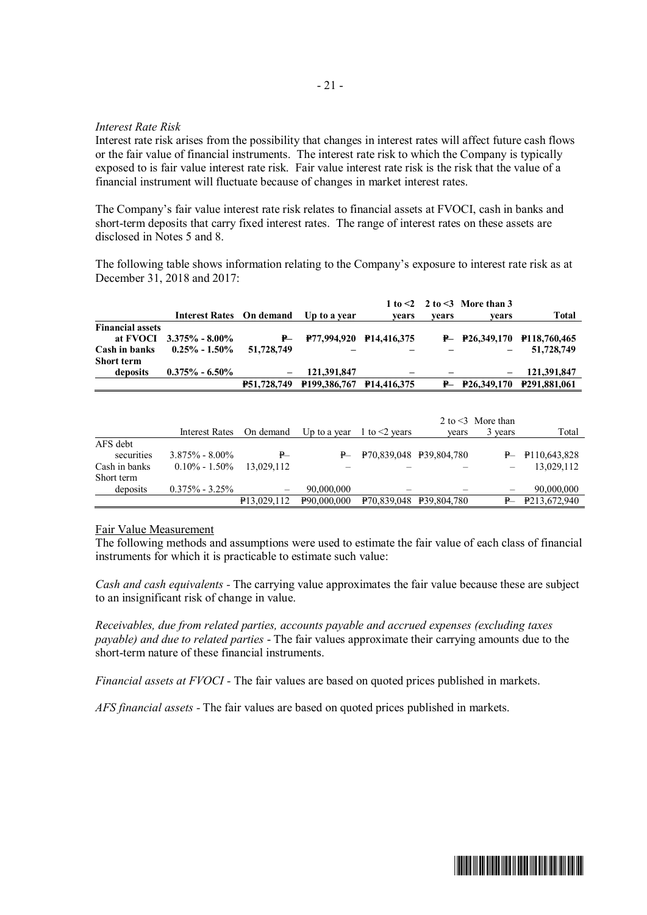*Interest Rate Risk*
Interest rate risk arises from the possibility that changes in interest rates will affect future cash flows or the fair value of financial instruments. The interest rate risk to which the Company is typically exposed to is fair value interest rate risk. Fair value interest rate risk is the risk that the value of a financial instrument will fluctuate because of changes in market interest rates.

The Company's fair value interest rate risk relates to financial assets at FVOCI, cash in banks and short-term deposits that carry fixed interest rates. The range of interest rates on these assets are disclosed in Notes 5 and 8.

The following table shows information relating to the Company's exposure to interest rate risk as at December 31, 2018 and 2017:

| | **Interest Rates** | **On demand** | **Up to a year** | **1 to <2 years** | **2 to <3 years** | **More than 3 years** | **Total** |
|---|---|---|---|---|---|---|---|
| **Financial assets at FVOCI** | **3.375% - 8.00%** | **₱–** | **₱77,994,920** | **₱14,416,375** | **₱–** | **₱26,349,170** | **₱118,760,465** |
| **Cash in banks** | **0.25% - 1.50%** | **51,728,749** | **–** | **–** | **–** | **–** | **51,728,749** |
| **Short term deposits** | **0.375% - 6.50%** | **–** | **121,391,847** | **–** | **–** | **–** | **121,391,847** |
| | | **₱51,728,749** | **₱199,386,767** | **₱14,416,375** | **₱–** | **₱26,349,170** | **₱291,881,061** |

| | Interest Rates | On demand | Up to a year | 1 to <2 years | 2 to <3 years | More than 3 years | Total |
|---|---|---|---|---|---|---|---|
| AFS debt securities | 3.875% - 8.00% | ₱– | ₱– | ₱70,839,048 | ₱39,804,780 | ₱– | ₱110,643,828 |
| Cash in banks | 0.10% - 1.50% | 13,029,112 | – | – | – | – | 13,029,112 |
| Short term deposits | 0.375% - 3.25% | – | 90,000,000 | – | – | – | 90,000,000 |
| | | ₱13,029,112 | ₱90,000,000 | ₱70,839,048 | ₱39,804,780 | ₱– | ₱213,672,940 |

Fair Value Measurement
The following methods and assumptions were used to estimate the fair value of each class of financial instruments for which it is practicable to estimate such value:

*Cash and cash equivalents* - The carrying value approximates the fair value because these are subject to an insignificant risk of change in value.

*Receivables, due from related parties, accounts payable and accrued expenses (excluding taxes payable) and due to related parties* - The fair values approximate their carrying amounts due to the short-term nature of these financial instruments.

*Financial assets at FVOCI* - The fair values are based on quoted prices published in markets.

*AFS financial assets* - The fair values are based on quoted prices published in markets.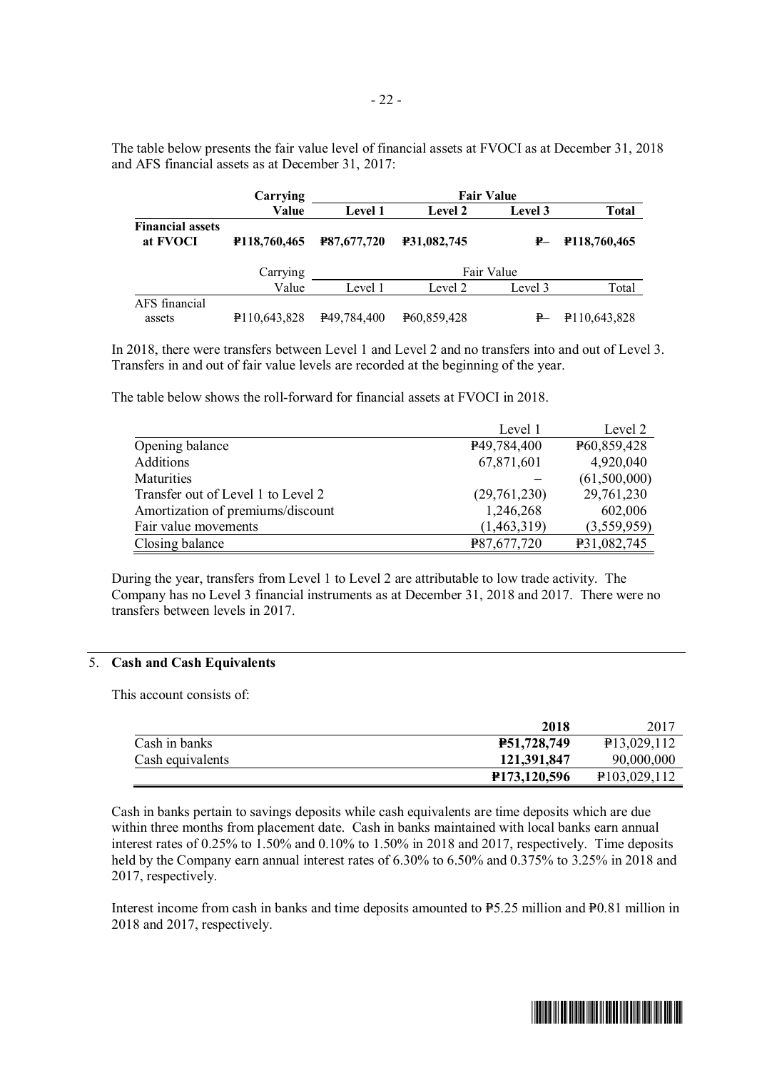The table below presents the fair value level of financial assets at FVOCI as at December 31, 2018 and AFS financial assets as at December 31, 2017:

| | **Carrying Value** | **Fair Value** | | | |
|---|---|---|---|---|---|
| | | **Level 1** | **Level 2** | **Level 3** | **Total** |
| **Financial assets at FVOCI** | **₱118,760,465** | **₱87,677,720** | **₱31,082,745** | **₱–** | **₱118,760,465** |

| | Carrying Value | Fair Value | | | |
|---|---|---|---|---|---|
| | | Level 1 | Level 2 | Level 3 | Total |
| AFS financial assets | ₱110,643,828 | ₱49,784,400 | ₱60,859,428 | ₱– | ₱110,643,828 |

In 2018, there were transfers between Level 1 and Level 2 and no transfers into and out of Level 3. Transfers in and out of fair value levels are recorded at the beginning of the year.

The table below shows the roll-forward for financial assets at FVOCI in 2018.

| | Level 1 | Level 2 |
|---|---|---|
| Opening balance | ₱49,784,400 | ₱60,859,428 |
| Additions | 67,871,601 | 4,920,040 |
| Maturities | – | (61,500,000) |
| Transfer out of Level 1 to Level 2 | (29,761,230) | 29,761,230 |
| Amortization of premiums/discount | 1,246,268 | 602,006 |
| Fair value movements | (1,463,319) | (3,559,959) |
| Closing balance | ₱87,677,720 | ₱31,082,745 |

During the year, transfers from Level 1 to Level 2 are attributable to low trade activity. The Company has no Level 3 financial instruments as at December 31, 2018 and 2017. There were no transfers between levels in 2017.

## 5. Cash and Cash Equivalents

This account consists of:

| | **2018** | 2017 |
|---|---|---|
| Cash in banks | **₱51,728,749** | ₱13,029,112 |
| Cash equivalents | **121,391,847** | 90,000,000 |
| | **₱173,120,596** | ₱103,029,112 |

Cash in banks pertain to savings deposits while cash equivalents are time deposits which are due within three months from placement date. Cash in banks maintained with local banks earn annual interest rates of 0.25% to 1.50% and 0.10% to 1.50% in 2018 and 2017, respectively. Time deposits held by the Company earn annual interest rates of 6.30% to 6.50% and 0.375% to 3.25% in 2018 and 2017, respectively.

Interest income from cash in banks and time deposits amounted to ₱5.25 million and ₱0.81 million in 2018 and 2017, respectively.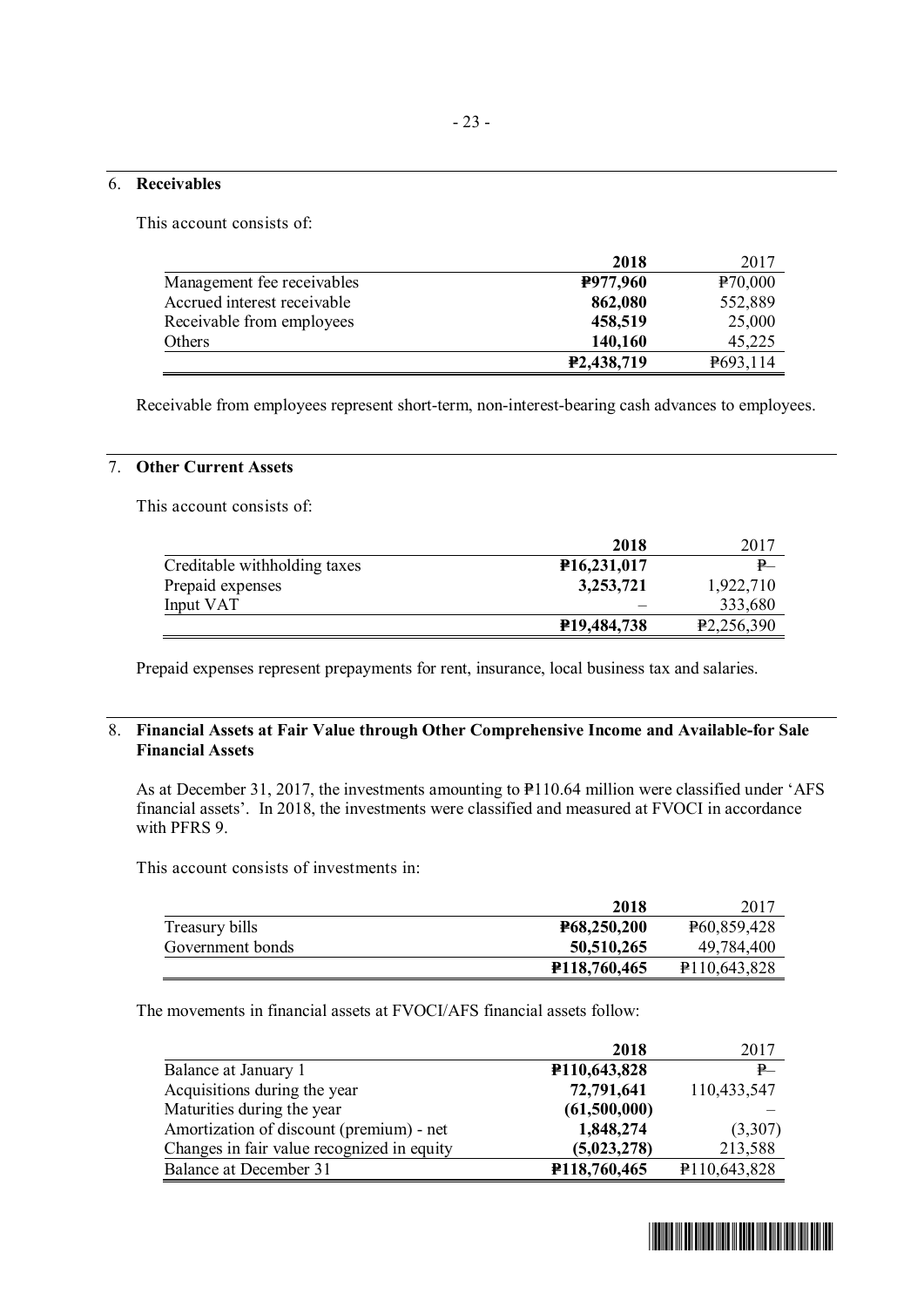## 6. Receivables

This account consists of:

| | 2018 | 2017 |
|---|---|---|
| Management fee receivables | **₱977,960** | ₱70,000 |
| Accrued interest receivable | **862,080** | 552,889 |
| Receivable from employees | **458,519** | 25,000 |
| Others | **140,160** | 45,225 |
| | **₱2,438,719** | ₱693,114 |

Receivable from employees represent short-term, non-interest-bearing cash advances to employees.

## 7. Other Current Assets

This account consists of:

| | 2018 | 2017 |
|---|---|---|
| Creditable withholding taxes | **₱16,231,017** | ₱– |
| Prepaid expenses | **3,253,721** | 1,922,710 |
| Input VAT | – | 333,680 |
| | **₱19,484,738** | ₱2,256,390 |

Prepaid expenses represent prepayments for rent, insurance, local business tax and salaries.

## 8. Financial Assets at Fair Value through Other Comprehensive Income and Available-for Sale Financial Assets

As at December 31, 2017, the investments amounting to ₱110.64 million were classified under 'AFS financial assets'. In 2018, the investments were classified and measured at FVOCI in accordance with PFRS 9.

This account consists of investments in:

| | 2018 | 2017 |
|---|---|---|
| Treasury bills | **₱68,250,200** | ₱60,859,428 |
| Government bonds | **50,510,265** | 49,784,400 |
| | **₱118,760,465** | ₱110,643,828 |

The movements in financial assets at FVOCI/AFS financial assets follow:

| | 2018 | 2017 |
|---|---|---|
| Balance at January 1 | **₱110,643,828** | ₱– |
| Acquisitions during the year | **72,791,641** | 110,433,547 |
| Maturities during the year | **(61,500,000)** | – |
| Amortization of discount (premium) - net | **1,848,274** | (3,307) |
| Changes in fair value recognized in equity | **(5,023,278)** | 213,588 |
| Balance at December 31 | **₱118,760,465** | ₱110,643,828 |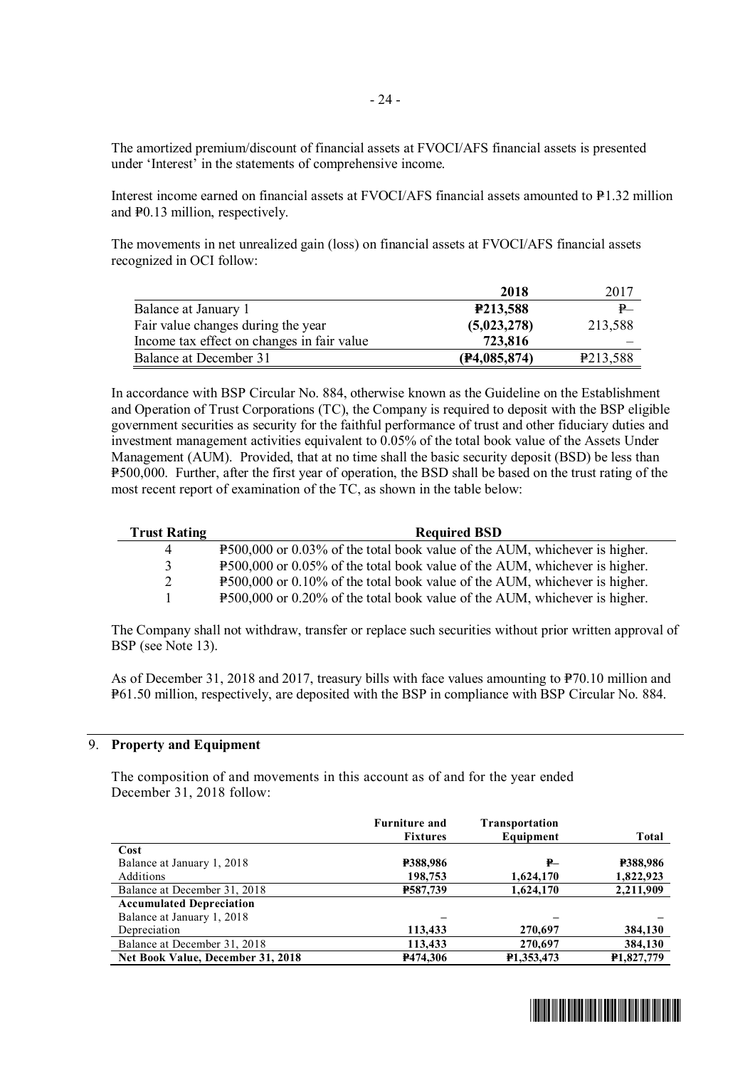The amortized premium/discount of financial assets at FVOCI/AFS financial assets is presented under 'Interest' in the statements of comprehensive income.

Interest income earned on financial assets at FVOCI/AFS financial assets amounted to ₱1.32 million and ₱0.13 million, respectively.

The movements in net unrealized gain (loss) on financial assets at FVOCI/AFS financial assets recognized in OCI follow:

| | **2018** | 2017 |
|---|---|---|
| Balance at January 1 | **₱213,588** | ₱– |
| Fair value changes during the year | **(5,023,278)** | 213,588 |
| Income tax effect on changes in fair value | **723,816** | – |
| Balance at December 31 | **(₱4,085,874)** | ₱213,588 |

In accordance with BSP Circular No. 884, otherwise known as the Guideline on the Establishment and Operation of Trust Corporations (TC), the Company is required to deposit with the BSP eligible government securities as security for the faithful performance of trust and other fiduciary duties and investment management activities equivalent to 0.05% of the total book value of the Assets Under Management (AUM). Provided, that at no time shall the basic security deposit (BSD) be less than ₱500,000. Further, after the first year of operation, the BSD shall be based on the trust rating of the most recent report of examination of the TC, as shown in the table below:

| **Trust Rating** | **Required BSD** |
|---|---|
| 4 | ₱500,000 or 0.03% of the total book value of the AUM, whichever is higher. |
| 3 | ₱500,000 or 0.05% of the total book value of the AUM, whichever is higher. |
| 2 | ₱500,000 or 0.10% of the total book value of the AUM, whichever is higher. |
| 1 | ₱500,000 or 0.20% of the total book value of the AUM, whichever is higher. |

The Company shall not withdraw, transfer or replace such securities without prior written approval of BSP (see Note 13).

As of December 31, 2018 and 2017, treasury bills with face values amounting to ₱70.10 million and ₱61.50 million, respectively, are deposited with the BSP in compliance with BSP Circular No. 884.

## 9. Property and Equipment

The composition of and movements in this account as of and for the year ended December 31, 2018 follow:

| | **Furniture and Fixtures** | **Transportation Equipment** | **Total** |
|---|---|---|---|
| **Cost** | | | |
| Balance at January 1, 2018 | **₱388,986** | **₱–** | **₱388,986** |
| Additions | **198,753** | **1,624,170** | **1,822,923** |
| Balance at December 31, 2018 | **₱587,739** | **1,624,170** | **2,211,909** |
| **Accumulated Depreciation** | | | |
| Balance at January 1, 2018 | – | – | – |
| Depreciation | **113,433** | **270,697** | **384,130** |
| Balance at December 31, 2018 | **113,433** | **270,697** | **384,130** |
| **Net Book Value, December 31, 2018** | **₱474,306** | **₱1,353,473** | **₱1,827,779** |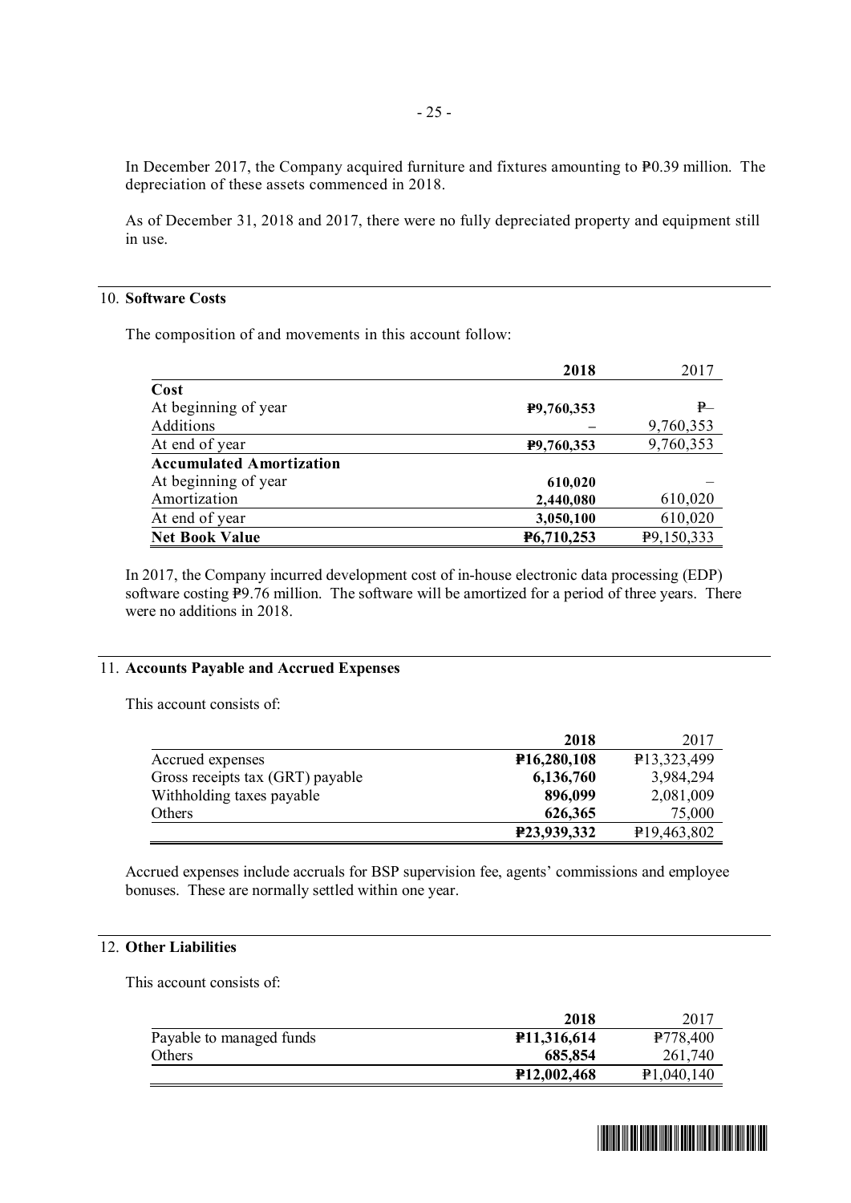In December 2017, the Company acquired furniture and fixtures amounting to ₱0.39 million. The depreciation of these assets commenced in 2018.

As of December 31, 2018 and 2017, there were no fully depreciated property and equipment still in use.

## 10. Software Costs

The composition of and movements in this account follow:

| | 2018 | 2017 |
|---|---|---|
| **Cost** | | |
| At beginning of year | ₱9,760,353 | ₱– |
| Additions | – | 9,760,353 |
| At end of year | ₱9,760,353 | 9,760,353 |
| **Accumulated Amortization** | | |
| At beginning of year | 610,020 | – |
| Amortization | 2,440,080 | 610,020 |
| At end of year | 3,050,100 | 610,020 |
| **Net Book Value** | ₱6,710,253 | ₱9,150,333 |

In 2017, the Company incurred development cost of in-house electronic data processing (EDP) software costing ₱9.76 million. The software will be amortized for a period of three years. There were no additions in 2018.

## 11. Accounts Payable and Accrued Expenses

This account consists of:

| | 2018 | 2017 |
|---|---|---|
| Accrued expenses | ₱16,280,108 | ₱13,323,499 |
| Gross receipts tax (GRT) payable | 6,136,760 | 3,984,294 |
| Withholding taxes payable | 896,099 | 2,081,009 |
| Others | 626,365 | 75,000 |
| | ₱23,939,332 | ₱19,463,802 |

Accrued expenses include accruals for BSP supervision fee, agents' commissions and employee bonuses. These are normally settled within one year.

## 12. Other Liabilities

This account consists of:

| | 2018 | 2017 |
|---|---|---|
| Payable to managed funds | ₱11,316,614 | ₱778,400 |
| Others | 685,854 | 261,740 |
| | ₱12,002,468 | ₱1,040,140 |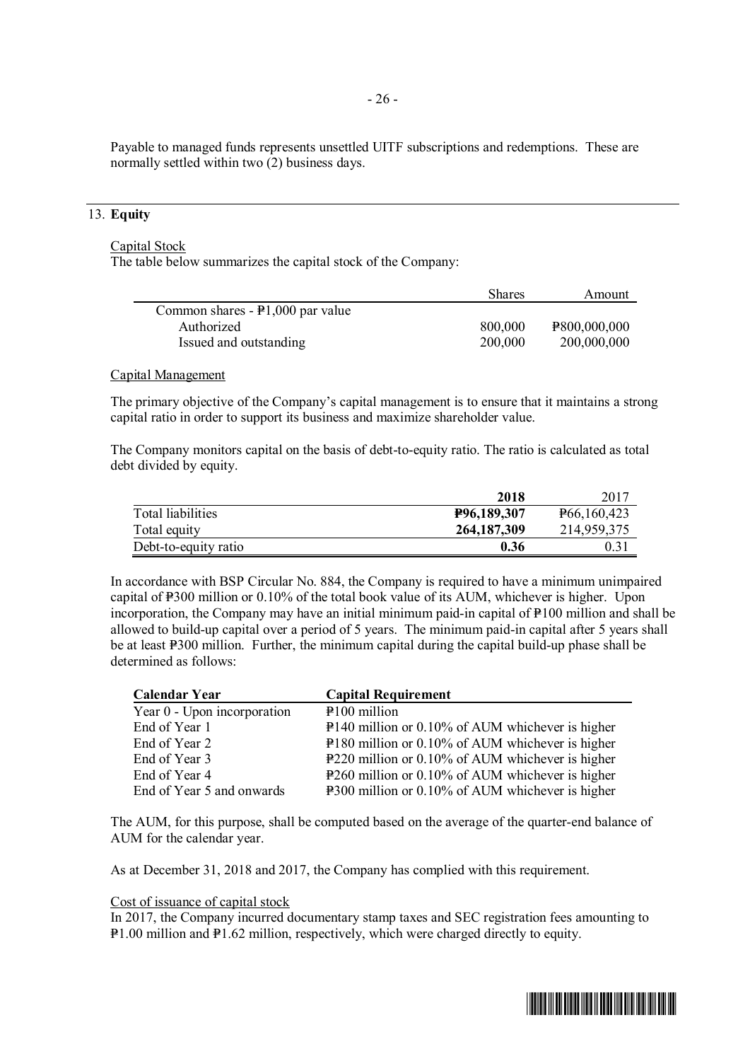Payable to managed funds represents unsettled UITF subscriptions and redemptions. These are normally settled within two (2) business days.

## 13. Equity

Capital Stock

The table below summarizes the capital stock of the Company:

| | Shares | Amount |
|---|---|---|
| Common shares - ₱1,000 par value | | |
| Authorized | 800,000 | ₱800,000,000 |
| Issued and outstanding | 200,000 | 200,000,000 |

Capital Management

The primary objective of the Company's capital management is to ensure that it maintains a strong capital ratio in order to support its business and maximize shareholder value.

The Company monitors capital on the basis of debt-to-equity ratio. The ratio is calculated as total debt divided by equity.

| | **2018** | 2017 |
|---|---|---|
| Total liabilities | **₱96,189,307** | ₱66,160,423 |
| Total equity | **264,187,309** | 214,959,375 |
| Debt-to-equity ratio | **0.36** | 0.31 |

In accordance with BSP Circular No. 884, the Company is required to have a minimum unimpaired capital of ₱300 million or 0.10% of the total book value of its AUM, whichever is higher. Upon incorporation, the Company may have an initial minimum paid-in capital of ₱100 million and shall be allowed to build-up capital over a period of 5 years. The minimum paid-in capital after 5 years shall be at least ₱300 million. Further, the minimum capital during the capital build-up phase shall be determined as follows:

| **Calendar Year** | **Capital Requirement** |
|---|---|
| Year 0 - Upon incorporation | ₱100 million |
| End of Year 1 | ₱140 million or 0.10% of AUM whichever is higher |
| End of Year 2 | ₱180 million or 0.10% of AUM whichever is higher |
| End of Year 3 | ₱220 million or 0.10% of AUM whichever is higher |
| End of Year 4 | ₱260 million or 0.10% of AUM whichever is higher |
| End of Year 5 and onwards | ₱300 million or 0.10% of AUM whichever is higher |

The AUM, for this purpose, shall be computed based on the average of the quarter-end balance of AUM for the calendar year.

As at December 31, 2018 and 2017, the Company has complied with this requirement.

Cost of issuance of capital stock

In 2017, the Company incurred documentary stamp taxes and SEC registration fees amounting to ₱1.00 million and ₱1.62 million, respectively, which were charged directly to equity.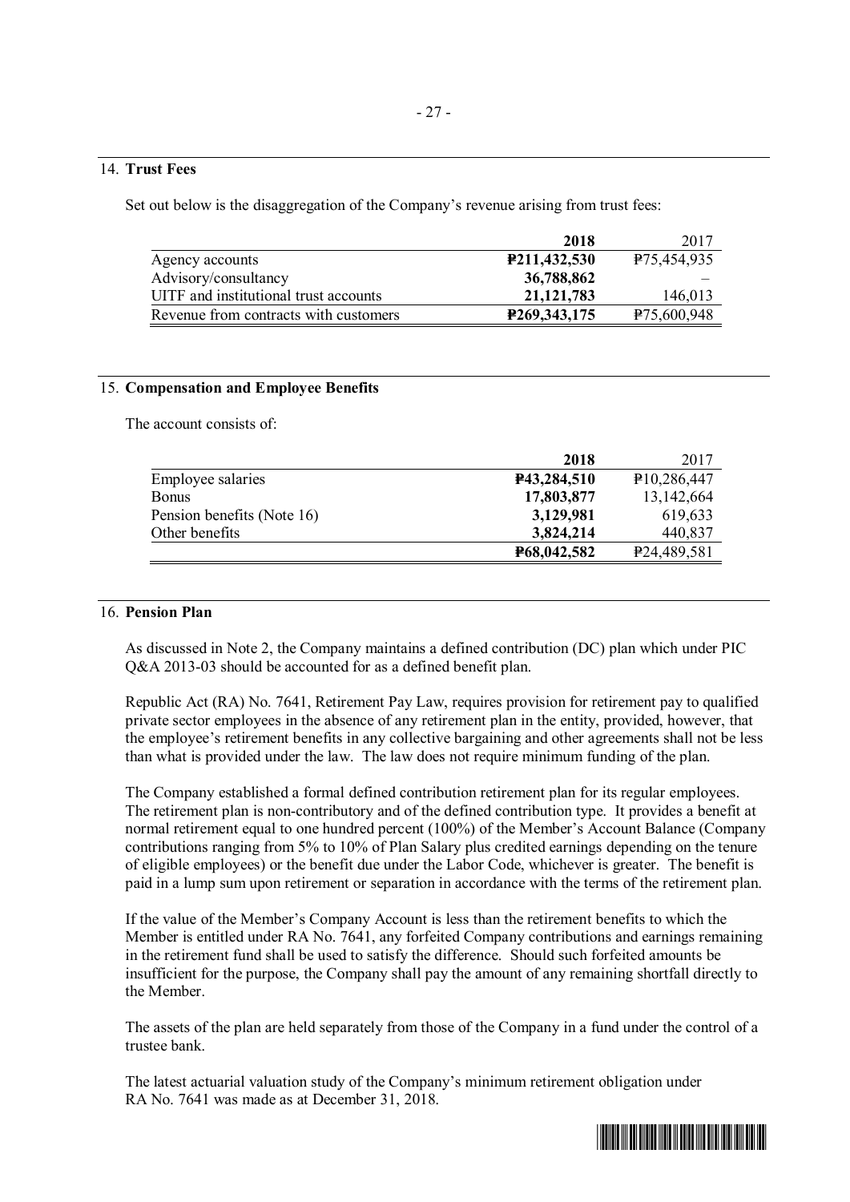## 14. **Trust Fees**

Set out below is the disaggregation of the Company's revenue arising from trust fees:

| | **2018** | 2017 |
|---|---|---|
| Agency accounts | **₱211,432,530** | ₱75,454,935 |
| Advisory/consultancy | **36,788,862** | – |
| UITF and institutional trust accounts | **21,121,783** | 146,013 |
| Revenue from contracts with customers | **₱269,343,175** | ₱75,600,948 |

## 15. **Compensation and Employee Benefits**

The account consists of:

| | **2018** | 2017 |
|---|---|---|
| Employee salaries | **₱43,284,510** | ₱10,286,447 |
| Bonus | **17,803,877** | 13,142,664 |
| Pension benefits (Note 16) | **3,129,981** | 619,633 |
| Other benefits | **3,824,214** | 440,837 |
| | **₱68,042,582** | ₱24,489,581 |

## 16. **Pension Plan**

As discussed in Note 2, the Company maintains a defined contribution (DC) plan which under PIC Q&A 2013-03 should be accounted for as a defined benefit plan.

Republic Act (RA) No. 7641, Retirement Pay Law, requires provision for retirement pay to qualified private sector employees in the absence of any retirement plan in the entity, provided, however, that the employee's retirement benefits in any collective bargaining and other agreements shall not be less than what is provided under the law. The law does not require minimum funding of the plan.

The Company established a formal defined contribution retirement plan for its regular employees. The retirement plan is non-contributory and of the defined contribution type. It provides a benefit at normal retirement equal to one hundred percent (100%) of the Member's Account Balance (Company contributions ranging from 5% to 10% of Plan Salary plus credited earnings depending on the tenure of eligible employees) or the benefit due under the Labor Code, whichever is greater. The benefit is paid in a lump sum upon retirement or separation in accordance with the terms of the retirement plan.

If the value of the Member's Company Account is less than the retirement benefits to which the Member is entitled under RA No. 7641, any forfeited Company contributions and earnings remaining in the retirement fund shall be used to satisfy the difference. Should such forfeited amounts be insufficient for the purpose, the Company shall pay the amount of any remaining shortfall directly to the Member.

The assets of the plan are held separately from those of the Company in a fund under the control of a trustee bank.

The latest actuarial valuation study of the Company's minimum retirement obligation under RA No. 7641 was made as at December 31, 2018.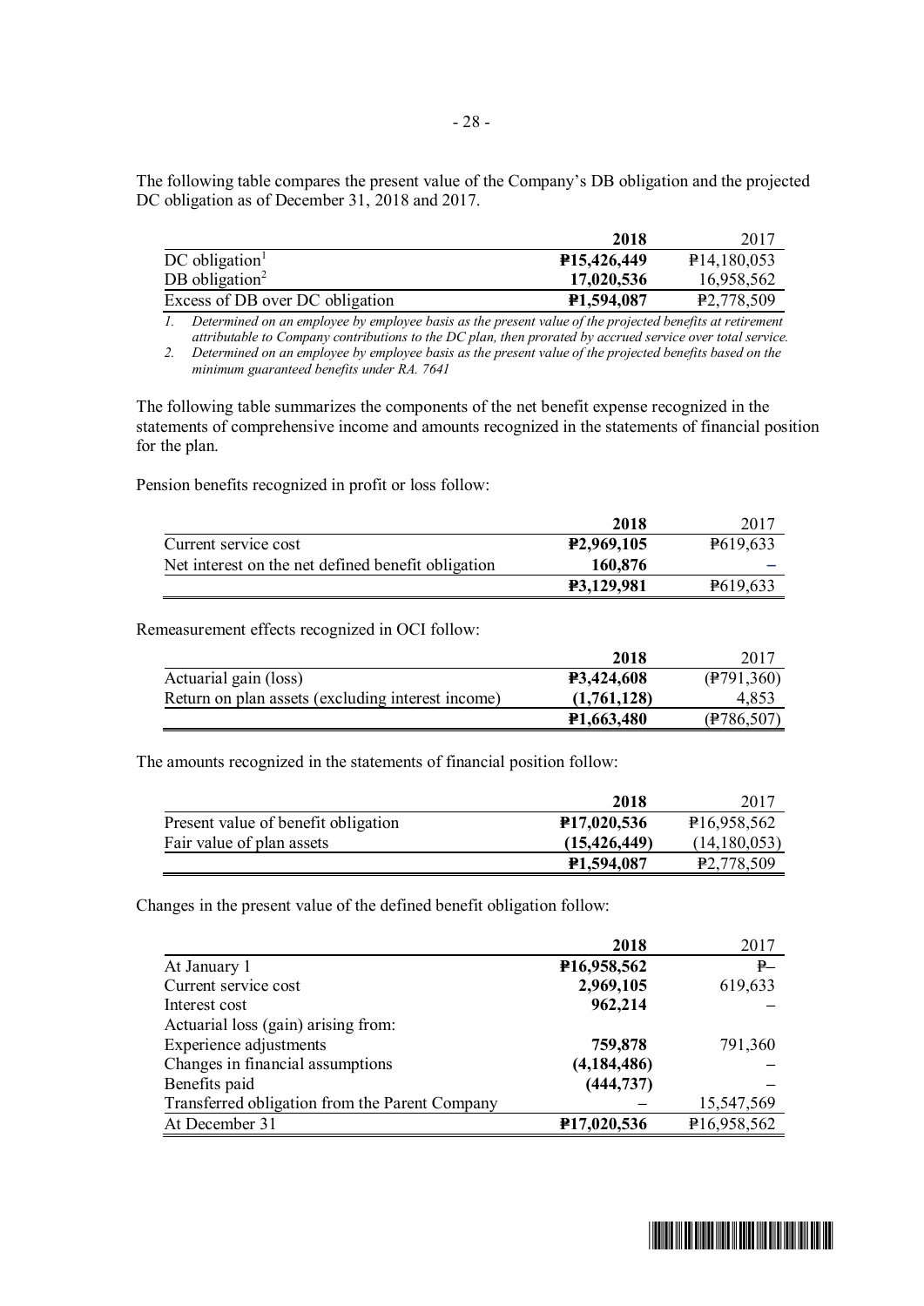The following table compares the present value of the Company's DB obligation and the projected DC obligation as of December 31, 2018 and 2017.

| | **2018** | 2017 |
|---|---|---|
| DC obligation[1] | **₱15,426,449** | ₱14,180,053 |
| DB obligation[2] | **17,020,536** | 16,958,562 |
| Excess of DB over DC obligation | **₱1,594,087** | ₱2,778,509 |

*1. Determined on an employee by employee basis as the present value of the projected benefits at retirement attributable to Company contributions to the DC plan, then prorated by accrued service over total service.*
*2. Determined on an employee by employee basis as the present value of the projected benefits based on the minimum guaranteed benefits under RA. 7641*

The following table summarizes the components of the net benefit expense recognized in the statements of comprehensive income and amounts recognized in the statements of financial position for the plan.

Pension benefits recognized in profit or loss follow:

| | **2018** | 2017 |
|---|---|---|
| Current service cost | **₱2,969,105** | ₱619,633 |
| Net interest on the net defined benefit obligation | **160,876** | – |
| | **₱3,129,981** | ₱619,633 |

Remeasurement effects recognized in OCI follow:

| | **2018** | 2017 |
|---|---|---|
| Actuarial gain (loss) | **₱3,424,608** | (₱791,360) |
| Return on plan assets (excluding interest income) | **(1,761,128)** | 4,853 |
| | **₱1,663,480** | (₱786,507) |

The amounts recognized in the statements of financial position follow:

| | **2018** | 2017 |
|---|---|---|
| Present value of benefit obligation | **₱17,020,536** | ₱16,958,562 |
| Fair value of plan assets | **(15,426,449)** | (14,180,053) |
| | **₱1,594,087** | ₱2,778,509 |

Changes in the present value of the defined benefit obligation follow:

| | **2018** | 2017 |
|---|---|---|
| At January 1 | **₱16,958,562** | ₱– |
| Current service cost | **2,969,105** | 619,633 |
| Interest cost | **962,214** | – |
| Actuarial loss (gain) arising from: | | |
| Experience adjustments | **759,878** | 791,360 |
| Changes in financial assumptions | **(4,184,486)** | – |
| Benefits paid | **(444,737)** | – |
| Transferred obligation from the Parent Company | – | 15,547,569 |
| At December 31 | **₱17,020,536** | ₱16,958,562 |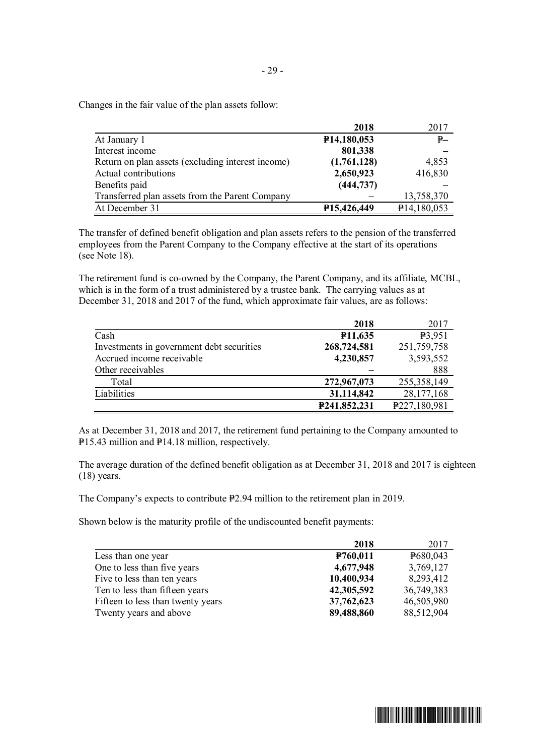Changes in the fair value of the plan assets follow:

| | 2018 | 2017 |
|---|---|---|
| At January 1 | **₱14,180,053** | ₱– |
| Interest income | **801,338** | – |
| Return on plan assets (excluding interest income) | **(1,761,128)** | 4,853 |
| Actual contributions | **2,650,923** | 416,830 |
| Benefits paid | **(444,737)** | – |
| Transferred plan assets from the Parent Company | – | 13,758,370 |
| At December 31 | **₱15,426,449** | ₱14,180,053 |

The transfer of defined benefit obligation and plan assets refers to the pension of the transferred employees from the Parent Company to the Company effective at the start of its operations (see Note 18).

The retirement fund is co-owned by the Company, the Parent Company, and its affiliate, MCBL, which is in the form of a trust administered by a trustee bank. The carrying values as at December 31, 2018 and 2017 of the fund, which approximate fair values, are as follows:

| | 2018 | 2017 |
|---|---|---|
| Cash | **₱11,635** | ₱3,951 |
| Investments in government debt securities | **268,724,581** | 251,759,758 |
| Accrued income receivable | **4,230,857** | 3,593,552 |
| Other receivables | – | 888 |
| Total | **272,967,073** | 255,358,149 |
| Liabilities | **31,114,842** | 28,177,168 |
| | **₱241,852,231** | ₱227,180,981 |

As at December 31, 2018 and 2017, the retirement fund pertaining to the Company amounted to ₱15.43 million and ₱14.18 million, respectively.

The average duration of the defined benefit obligation as at December 31, 2018 and 2017 is eighteen (18) years.

The Company's expects to contribute ₱2.94 million to the retirement plan in 2019.

Shown below is the maturity profile of the undiscounted benefit payments:

| | 2018 | 2017 |
|---|---|---|
| Less than one year | **₱760,011** | ₱680,043 |
| One to less than five years | **4,677,948** | 3,769,127 |
| Five to less than ten years | **10,400,934** | 8,293,412 |
| Ten to less than fifteen years | **42,305,592** | 36,749,383 |
| Fifteen to less than twenty years | **37,762,623** | 46,505,980 |
| Twenty years and above | **89,488,860** | 88,512,904 |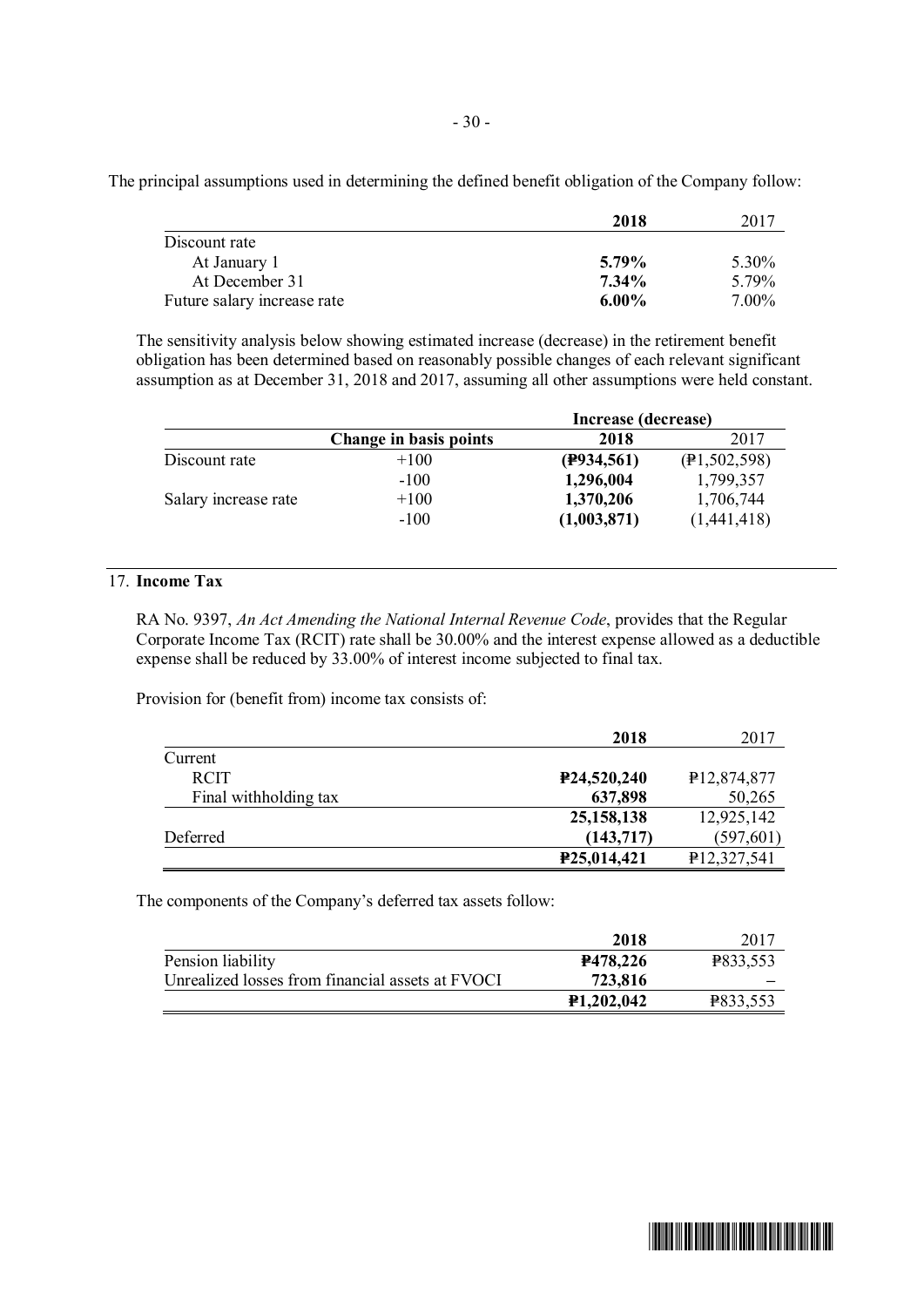The principal assumptions used in determining the defined benefit obligation of the Company follow:

| | **2018** | 2017 |
|---|---|---|
| Discount rate | | |
| At January 1 | **5.79%** | 5.30% |
| At December 31 | **7.34%** | 5.79% |
| Future salary increase rate | **6.00%** | 7.00% |

The sensitivity analysis below showing estimated increase (decrease) in the retirement benefit obligation has been determined based on reasonably possible changes of each relevant significant assumption as at December 31, 2018 and 2017, assuming all other assumptions were held constant.

| | | **Increase (decrease)** | |
|---|---|---|---|
| | **Change in basis points** | **2018** | 2017 |
| Discount rate | +100 | **(₱934,561)** | (₱1,502,598) |
| | -100 | **1,296,004** | 1,799,357 |
| Salary increase rate | +100 | **1,370,206** | 1,706,744 |
| | -100 | **(1,003,871)** | (1,441,418) |

## 17. **Income Tax**

RA No. 9397, *An Act Amending the National Internal Revenue Code*, provides that the Regular Corporate Income Tax (RCIT) rate shall be 30.00% and the interest expense allowed as a deductible expense shall be reduced by 33.00% of interest income subjected to final tax.

Provision for (benefit from) income tax consists of:

| | **2018** | 2017 |
|---|---|---|
| Current | | |
| RCIT | **₱24,520,240** | ₱12,874,877 |
| Final withholding tax | **637,898** | 50,265 |
| | **25,158,138** | 12,925,142 |
| Deferred | **(143,717)** | (597,601) |
| | **₱25,014,421** | ₱12,327,541 |

The components of the Company's deferred tax assets follow:

| | **2018** | 2017 |
|---|---|---|
| Pension liability | **₱478,226** | ₱833,553 |
| Unrealized losses from financial assets at FVOCI | **723,816** | – |
| | **₱1,202,042** | ₱833,553 |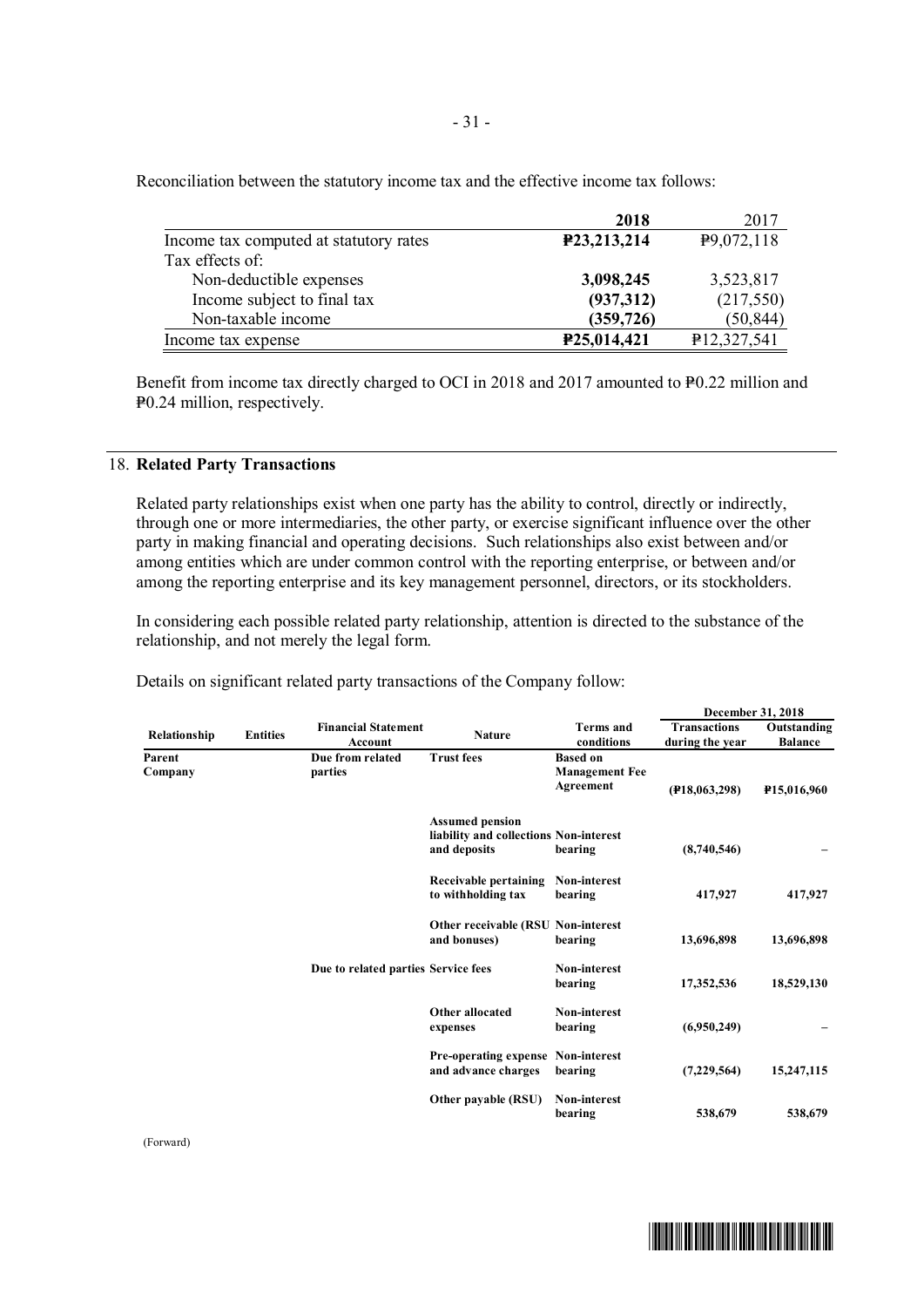Reconciliation between the statutory income tax and the effective income tax follows:

| | 2018 | 2017 |
|---|---|---|
| Income tax computed at statutory rates | **₱23,213,214** | ₱9,072,118 |
| Tax effects of: | | |
| Non-deductible expenses | **3,098,245** | 3,523,817 |
| Income subject to final tax | **(937,312)** | (217,550) |
| Non-taxable income | **(359,726)** | (50,844) |
| Income tax expense | **₱25,014,421** | ₱12,327,541 |

Benefit from income tax directly charged to OCI in 2018 and 2017 amounted to ₱0.22 million and ₱0.24 million, respectively.

## 18. Related Party Transactions

Related party relationships exist when one party has the ability to control, directly or indirectly, through one or more intermediaries, the other party, or exercise significant influence over the other party in making financial and operating decisions. Such relationships also exist between and/or among entities which are under common control with the reporting enterprise, or between and/or among the reporting enterprise and its key management personnel, directors, or its stockholders.

In considering each possible related party relationship, attention is directed to the substance of the relationship, and not merely the legal form.

Details on significant related party transactions of the Company follow:

| | | | | | December 31, 2018 | |
|---|---|---|---|---|---|---|
| **Relationship** | **Entities** | **Financial Statement Account** | **Nature** | **Terms and conditions** | **Transactions during the year** | **Outstanding Balance** |
| **Parent Company** | | **Due from related parties** | **Trust fees** | **Based on Management Fee Agreement** | **(₱18,063,298)** | **₱15,016,960** |
| | | | **Assumed pension liability and collections and deposits** | **Non-interest bearing** | **(8,740,546)** | **–** |
| | | | **Receivable pertaining to withholding tax** | **Non-interest bearing** | **417,927** | **417,927** |
| | | | **Other receivable (RSU and bonuses)** | **Non-interest bearing** | **13,696,898** | **13,696,898** |
| | | **Due to related parties** | **Service fees** | **Non-interest bearing** | **17,352,536** | **18,529,130** |
| | | | **Other allocated expenses** | **Non-interest bearing** | **(6,950,249)** | **–** |
| | | | **Pre-operating expense and advance charges** | **Non-interest bearing** | **(7,229,564)** | **15,247,115** |
| | | | **Other payable (RSU)** | **Non-interest bearing** | **538,679** | **538,679** |

(Forward)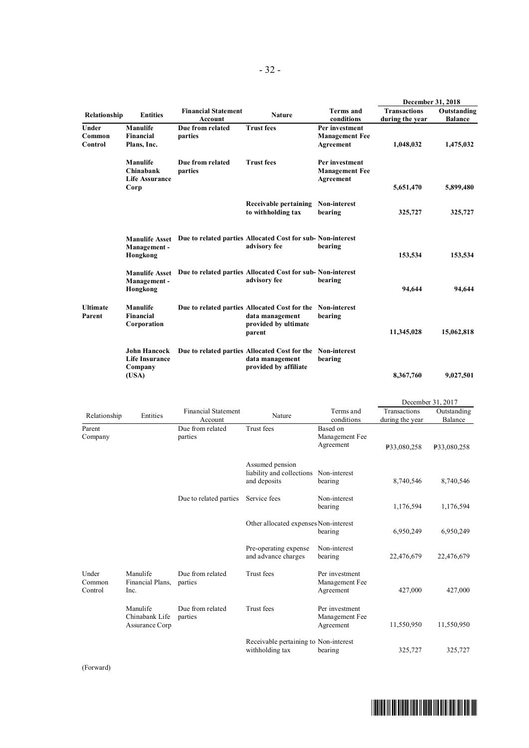| Relationship | Entities | Financial Statement Account | Nature | Terms and conditions | December 31, 2018 | |
|---|---|---|---|---|---|---|
| | | | | | **Transactions during the year** | **Outstanding Balance** |
| **Under Common Control** | **Manulife Financial Plans, Inc.** | **Due from related parties** | **Trust fees** | **Per investment Management Fee Agreement** | **1,048,032** | **1,475,032** |
| | **Manulife Chinabank Life Assurance Corp** | **Due from related parties** | **Trust fees** | **Per investment Management Fee Agreement** | **5,651,470** | **5,899,480** |
| | | | **Receivable pertaining to withholding tax** | **Non-interest bearing** | **325,727** | **325,727** |
| | **Manulife Asset Management - Hongkong** | **Due to related parties** | **Allocated Cost for sub-advisory fee** | **Non-interest bearing** | **153,534** | **153,534** |
| | **Manulife Asset Management - Hongkong** | **Due to related parties** | **Allocated Cost for sub-advisory fee** | **Non-interest bearing** | **94,644** | **94,644** |
| **Ultimate Parent** | **Manulife Financial Corporation** | **Due to related parties** | **Allocated Cost for the data management provided by ultimate parent** | **Non-interest bearing** | **11,345,028** | **15,062,818** |
| | **John Hancock Life Insurance Company (USA)** | **Due to related parties** | **Allocated Cost for the data management provided by affiliate** | **Non-interest bearing** | **8,367,760** | **9,027,501** |

| Relationship | Entities | Financial Statement Account | Nature | Terms and conditions | December 31, 2017 | |
|---|---|---|---|---|---|---|
| | | | | | Transactions during the year | Outstanding Balance |
| Parent Company | | Due from related parties | Trust fees | Based on Management Fee Agreement | ₱33,080,258 | ₱33,080,258 |
| | | | Assumed pension liability and collections and deposits | Non-interest bearing | 8,740,546 | 8,740,546 |
| | | Due to related parties | Service fees | Non-interest bearing | 1,176,594 | 1,176,594 |
| | | | Other allocated expenses | Non-interest bearing | 6,950,249 | 6,950,249 |
| | | | Pre-operating expense and advance charges | Non-interest bearing | 22,476,679 | 22,476,679 |
| Under Common Control | Manulife Financial Plans, Inc. | Due from related parties | Trust fees | Per investment Management Fee Agreement | 427,000 | 427,000 |
| | Manulife Chinabank Life Assurance Corp | Due from related parties | Trust fees | Per investment Management Fee Agreement | 11,550,950 | 11,550,950 |
| | | | Receivable pertaining to withholding tax | Non-interest bearing | 325,727 | 325,727 |

(Forward)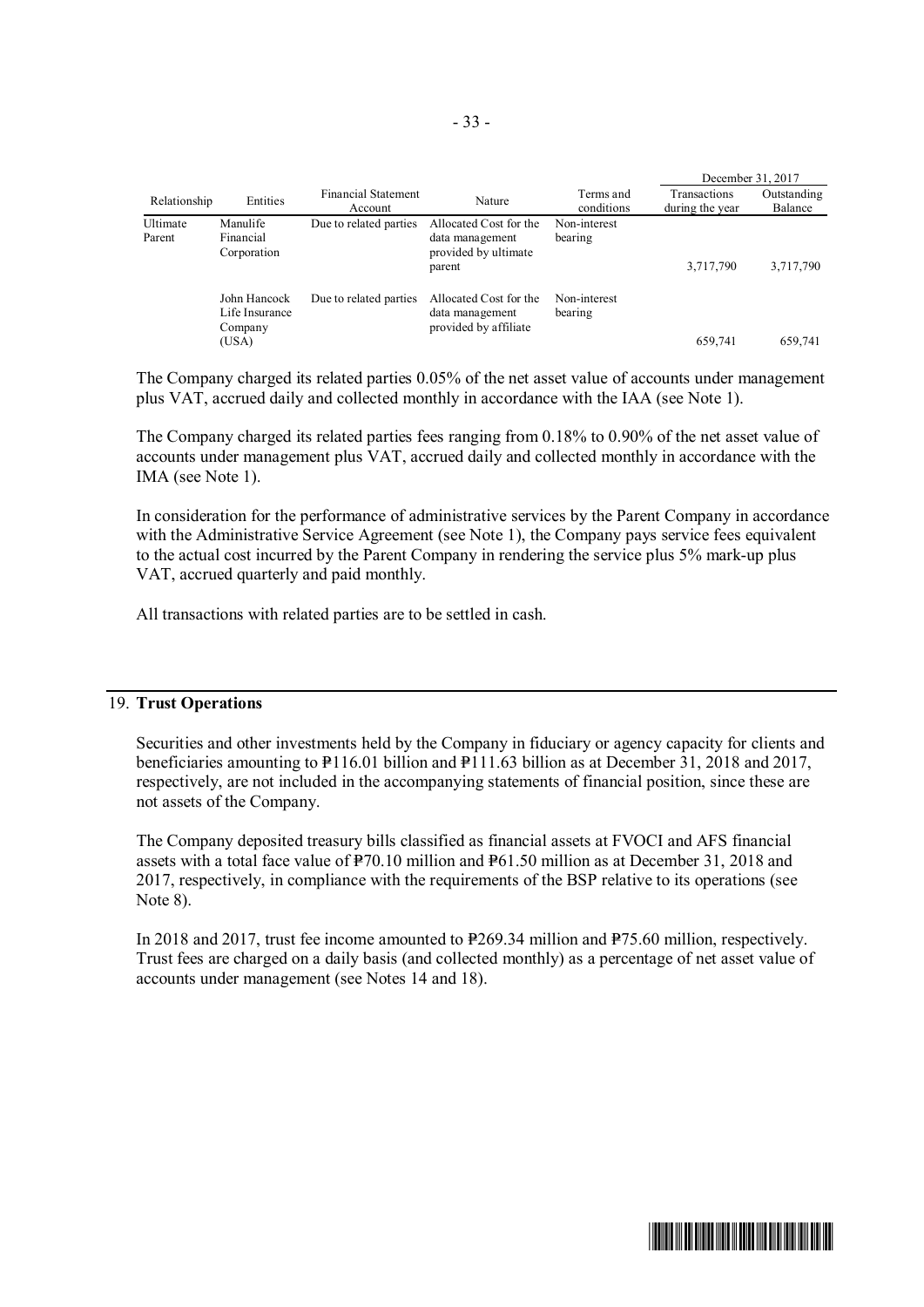| Relationship | Entities | Financial Statement Account | Nature | Terms and conditions | December 31, 2017 | |
|---|---|---|---|---|---|---|
| | | | | | Transactions during the year | Outstanding Balance |
| Ultimate Parent | Manulife Financial Corporation | Due to related parties | Allocated Cost for the data management provided by ultimate parent | Non-interest bearing | 3,717,790 | 3,717,790 |
| | John Hancock Life Insurance Company (USA) | Due to related parties | Allocated Cost for the data management provided by affiliate | Non-interest bearing | 659,741 | 659,741 |

The Company charged its related parties 0.05% of the net asset value of accounts under management plus VAT, accrued daily and collected monthly in accordance with the IAA (see Note 1).

The Company charged its related parties fees ranging from 0.18% to 0.90% of the net asset value of accounts under management plus VAT, accrued daily and collected monthly in accordance with the IMA (see Note 1).

In consideration for the performance of administrative services by the Parent Company in accordance with the Administrative Service Agreement (see Note 1), the Company pays service fees equivalent to the actual cost incurred by the Parent Company in rendering the service plus 5% mark-up plus VAT, accrued quarterly and paid monthly.

All transactions with related parties are to be settled in cash.

## 19. Trust Operations

Securities and other investments held by the Company in fiduciary or agency capacity for clients and beneficiaries amounting to ₱116.01 billion and ₱111.63 billion as at December 31, 2018 and 2017, respectively, are not included in the accompanying statements of financial position, since these are not assets of the Company.

The Company deposited treasury bills classified as financial assets at FVOCI and AFS financial assets with a total face value of ₱70.10 million and ₱61.50 million as at December 31, 2018 and 2017, respectively, in compliance with the requirements of the BSP relative to its operations (see Note 8).

In 2018 and 2017, trust fee income amounted to ₱269.34 million and ₱75.60 million, respectively. Trust fees are charged on a daily basis (and collected monthly) as a percentage of net asset value of accounts under management (see Notes 14 and 18).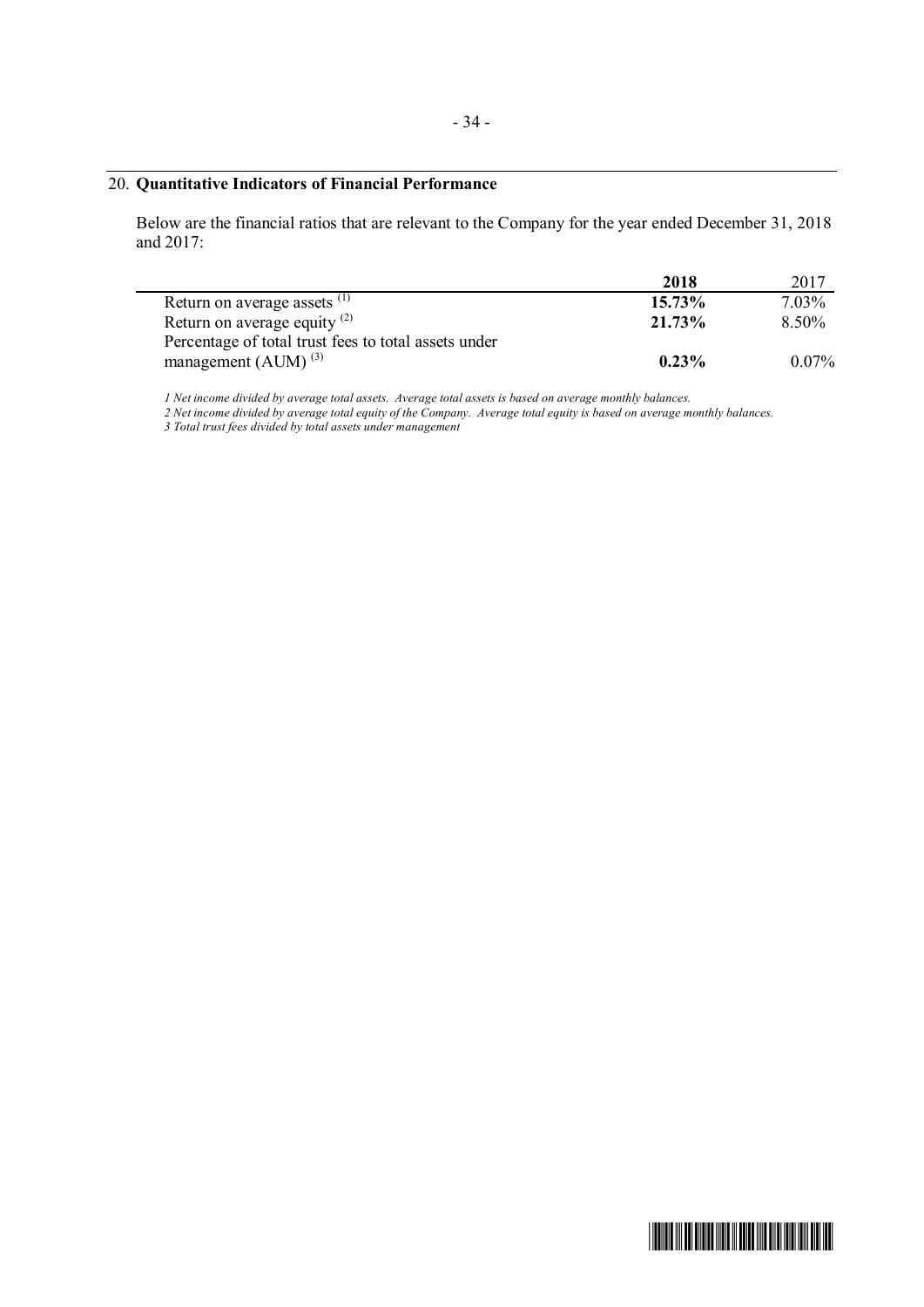## 20. **Quantitative Indicators of Financial Performance**

Below are the financial ratios that are relevant to the Company for the year ended December 31, 2018 and 2017:

| | **2018** | 2017 |
|---|---|---|
| Return on average assets [1] | **15.73%** | 7.03% |
| Return on average equity [2] | **21.73%** | 8.50% |
| Percentage of total trust fees to total assets under management (AUM) [3] | **0.23%** | 0.07% |

*1 Net income divided by average total assets. Average total assets is based on average monthly balances.*
*2 Net income divided by average total equity of the Company. Average total equity is based on average monthly balances.*
*3 Total trust fees divided by total assets under management*